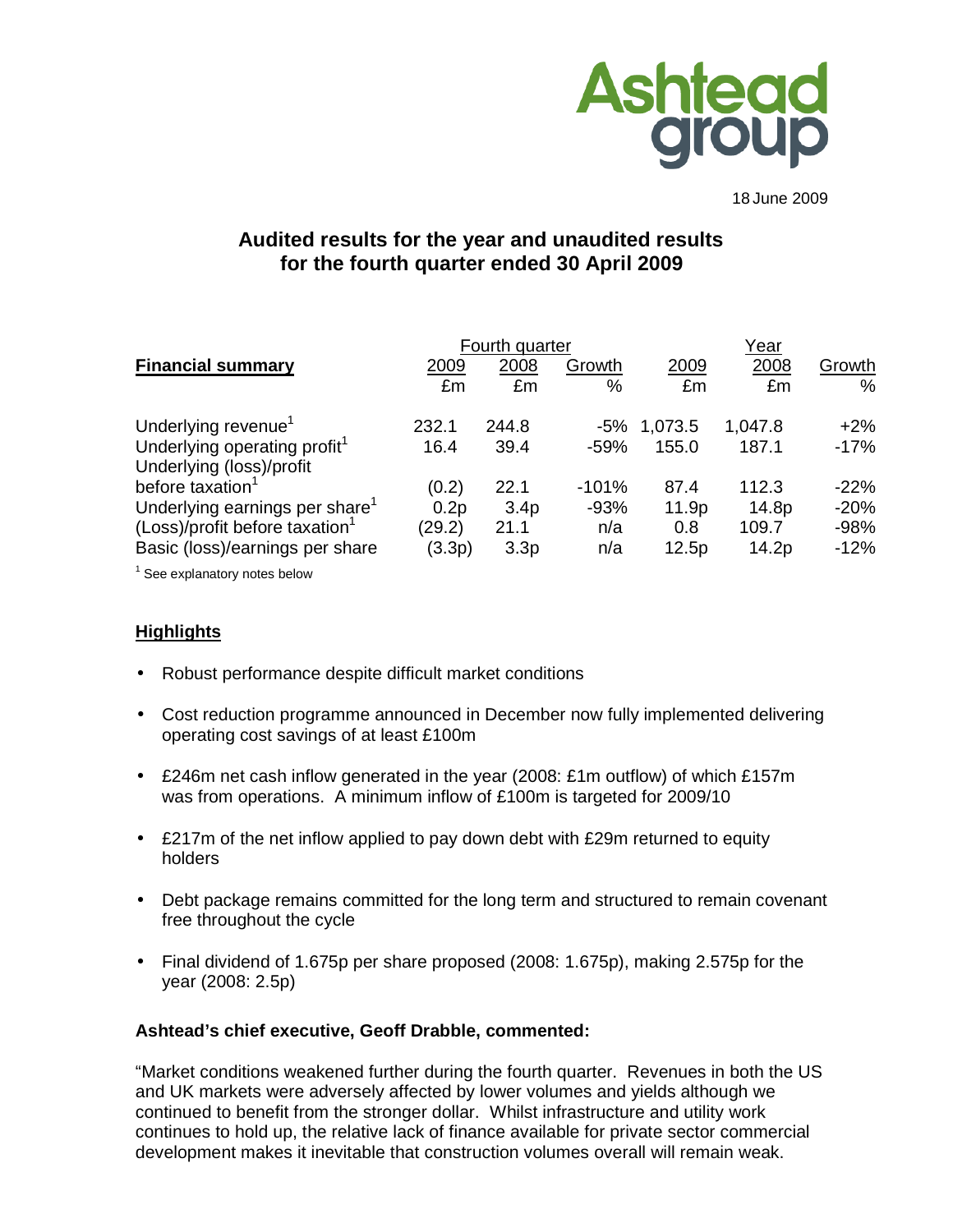18 June 2009

# Audited results for the year and unaudited results for the fourth quarter ended 30 April 2009

| **Financial summary** | Fourth quarter | | | Year | | |
|---|---|---|---|---|---|---|
| | 2009 | 2008 | Growth | 2009 | 2008 | Growth |
| | £m | £m | % | £m | £m | % |
| Underlying revenue[1] | 232.1 | 244.8 | -5% | 1,073.5 | 1,047.8 | +2% |
| Underlying operating profit[1] | 16.4 | 39.4 | -59% | 155.0 | 187.1 | -17% |
| Underlying (loss)/profit before taxation[1] | (0.2) | 22.1 | -101% | 87.4 | 112.3 | -22% |
| Underlying earnings per share[1] | 0.2p | 3.4p | -93% | 11.9p | 14.8p | -20% |
| (Loss)/profit before taxation[1] | (29.2) | 21.1 | n/a | 0.8 | 109.7 | -98% |
| Basic (loss)/earnings per share | (3.3p) | 3.3p | n/a | 12.5p | 14.2p | -12% |

[1] See explanatory notes below

## Highlights

- Robust performance despite difficult market conditions
- Cost reduction programme announced in December now fully implemented delivering operating cost savings of at least £100m
- £246m net cash inflow generated in the year (2008: £1m outflow) of which £157m was from operations. A minimum inflow of £100m is targeted for 2009/10
- £217m of the net inflow applied to pay down debt with £29m returned to equity holders
- Debt package remains committed for the long term and structured to remain covenant free throughout the cycle
- Final dividend of 1.675p per share proposed (2008: 1.675p), making 2.575p for the year (2008: 2.5p)

**Ashtead's chief executive, Geoff Drabble, commented:**

"Market conditions weakened further during the fourth quarter. Revenues in both the US and UK markets were adversely affected by lower volumes and yields although we continued to benefit from the stronger dollar. Whilst infrastructure and utility work continues to hold up, the relative lack of finance available for private sector commercial development makes it inevitable that construction volumes overall will remain weak.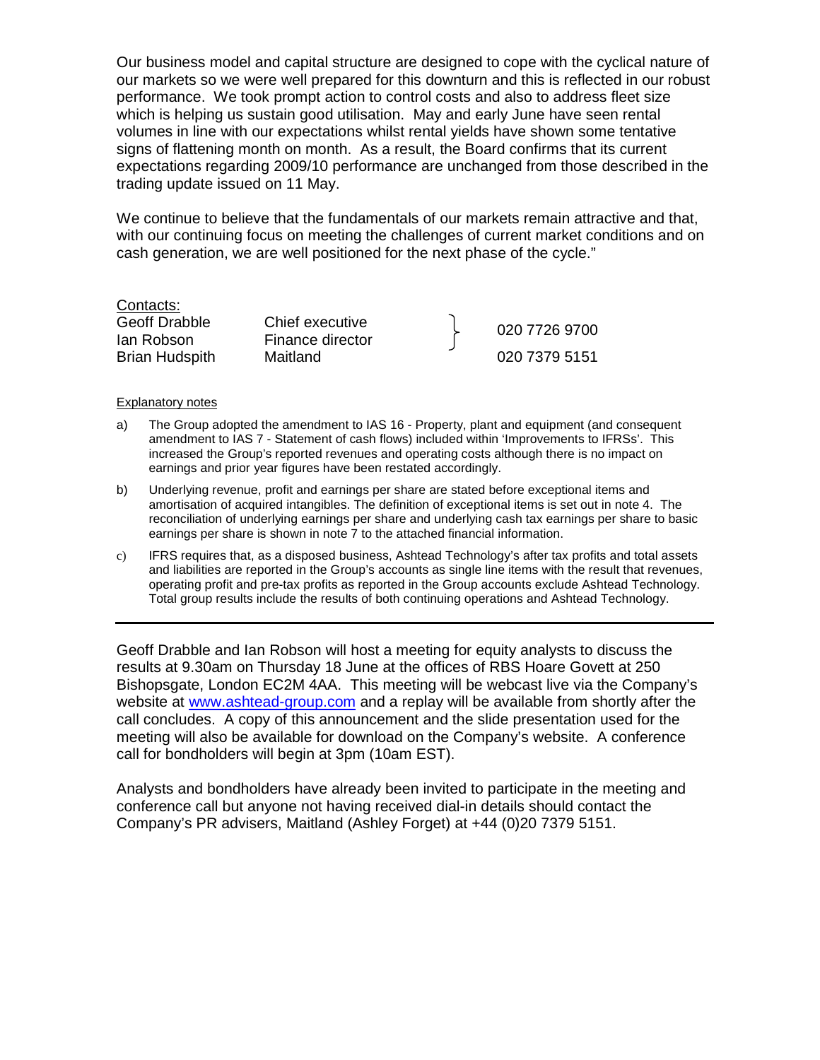Our business model and capital structure are designed to cope with the cyclical nature of our markets so we were well prepared for this downturn and this is reflected in our robust performance. We took prompt action to control costs and also to address fleet size which is helping us sustain good utilisation. May and early June have seen rental volumes in line with our expectations whilst rental yields have shown some tentative signs of flattening month on month. As a result, the Board confirms that its current expectations regarding 2009/10 performance are unchanged from those described in the trading update issued on 11 May.

We continue to believe that the fundamentals of our markets remain attractive and that, with our continuing focus on meeting the challenges of current market conditions and on cash generation, we are well positioned for the next phase of the cycle."

Contacts:

| | | |
|---|---|---|
| Geoff Drabble | Chief executive | 020 7726 9700 |
| Ian Robson | Finance director | |
| Brian Hudspith | Maitland | 020 7379 5151 |

Explanatory notes

a) The Group adopted the amendment to IAS 16 - Property, plant and equipment (and consequent amendment to IAS 7 - Statement of cash flows) included within 'Improvements to IFRSs'. This increased the Group's reported revenues and operating costs although there is no impact on earnings and prior year figures have been restated accordingly.

b) Underlying revenue, profit and earnings per share are stated before exceptional items and amortisation of acquired intangibles. The definition of exceptional items is set out in note 4. The reconciliation of underlying earnings per share and underlying cash tax earnings per share to basic earnings per share is shown in note 7 to the attached financial information.

c) IFRS requires that, as a disposed business, Ashtead Technology's after tax profits and total assets and liabilities are reported in the Group's accounts as single line items with the result that revenues, operating profit and pre-tax profits as reported in the Group accounts exclude Ashtead Technology. Total group results include the results of both continuing operations and Ashtead Technology.

---

Geoff Drabble and Ian Robson will host a meeting for equity analysts to discuss the results at 9.30am on Thursday 18 June at the offices of RBS Hoare Govett at 250 Bishopsgate, London EC2M 4AA. This meeting will be webcast live via the Company's website at www.ashtead-group.com and a replay will be available from shortly after the call concludes. A copy of this announcement and the slide presentation used for the meeting will also be available for download on the Company's website. A conference call for bondholders will begin at 3pm (10am EST).

Analysts and bondholders have already been invited to participate in the meeting and conference call but anyone not having received dial-in details should contact the Company's PR advisers, Maitland (Ashley Forget) at +44 (0)20 7379 5151.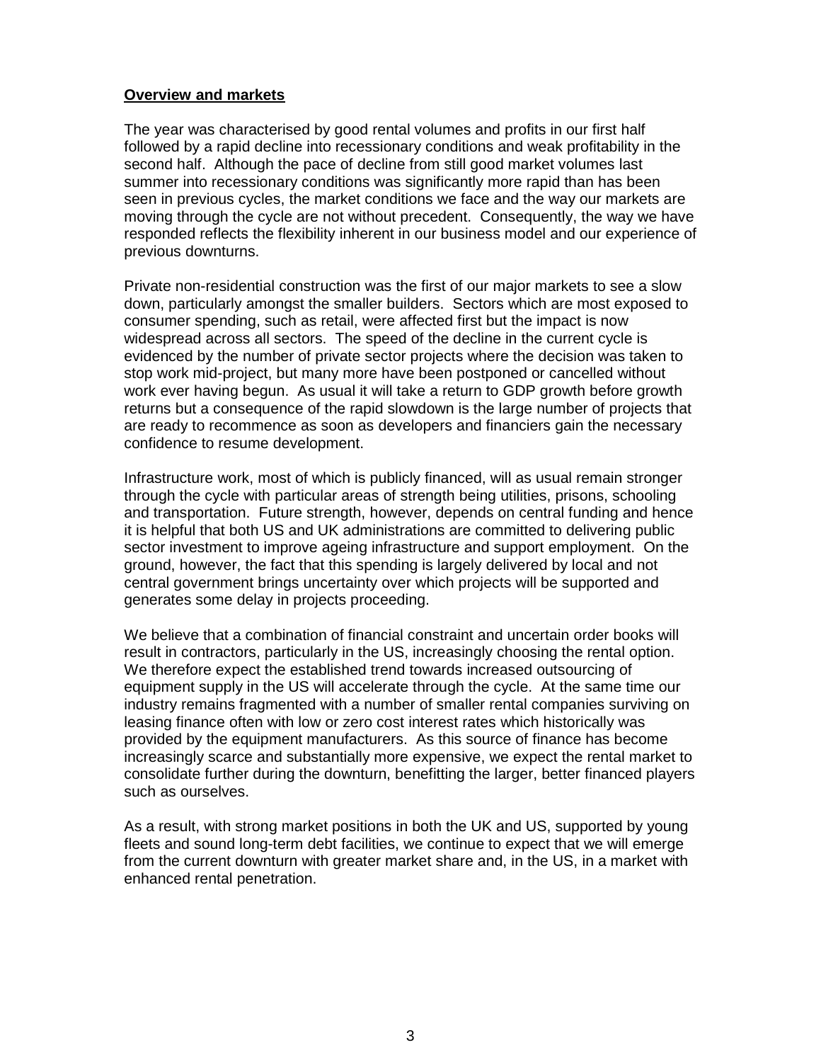**Overview and markets**

The year was characterised by good rental volumes and profits in our first half followed by a rapid decline into recessionary conditions and weak profitability in the second half. Although the pace of decline from still good market volumes last summer into recessionary conditions was significantly more rapid than has been seen in previous cycles, the market conditions we face and the way our markets are moving through the cycle are not without precedent. Consequently, the way we have responded reflects the flexibility inherent in our business model and our experience of previous downturns.

Private non-residential construction was the first of our major markets to see a slow down, particularly amongst the smaller builders. Sectors which are most exposed to consumer spending, such as retail, were affected first but the impact is now widespread across all sectors. The speed of the decline in the current cycle is evidenced by the number of private sector projects where the decision was taken to stop work mid-project, but many more have been postponed or cancelled without work ever having begun. As usual it will take a return to GDP growth before growth returns but a consequence of the rapid slowdown is the large number of projects that are ready to recommence as soon as developers and financiers gain the necessary confidence to resume development.

Infrastructure work, most of which is publicly financed, will as usual remain stronger through the cycle with particular areas of strength being utilities, prisons, schooling and transportation. Future strength, however, depends on central funding and hence it is helpful that both US and UK administrations are committed to delivering public sector investment to improve ageing infrastructure and support employment. On the ground, however, the fact that this spending is largely delivered by local and not central government brings uncertainty over which projects will be supported and generates some delay in projects proceeding.

We believe that a combination of financial constraint and uncertain order books will result in contractors, particularly in the US, increasingly choosing the rental option. We therefore expect the established trend towards increased outsourcing of equipment supply in the US will accelerate through the cycle. At the same time our industry remains fragmented with a number of smaller rental companies surviving on leasing finance often with low or zero cost interest rates which historically was provided by the equipment manufacturers. As this source of finance has become increasingly scarce and substantially more expensive, we expect the rental market to consolidate further during the downturn, benefitting the larger, better financed players such as ourselves.

As a result, with strong market positions in both the UK and US, supported by young fleets and sound long-term debt facilities, we continue to expect that we will emerge from the current downturn with greater market share and, in the US, in a market with enhanced rental penetration.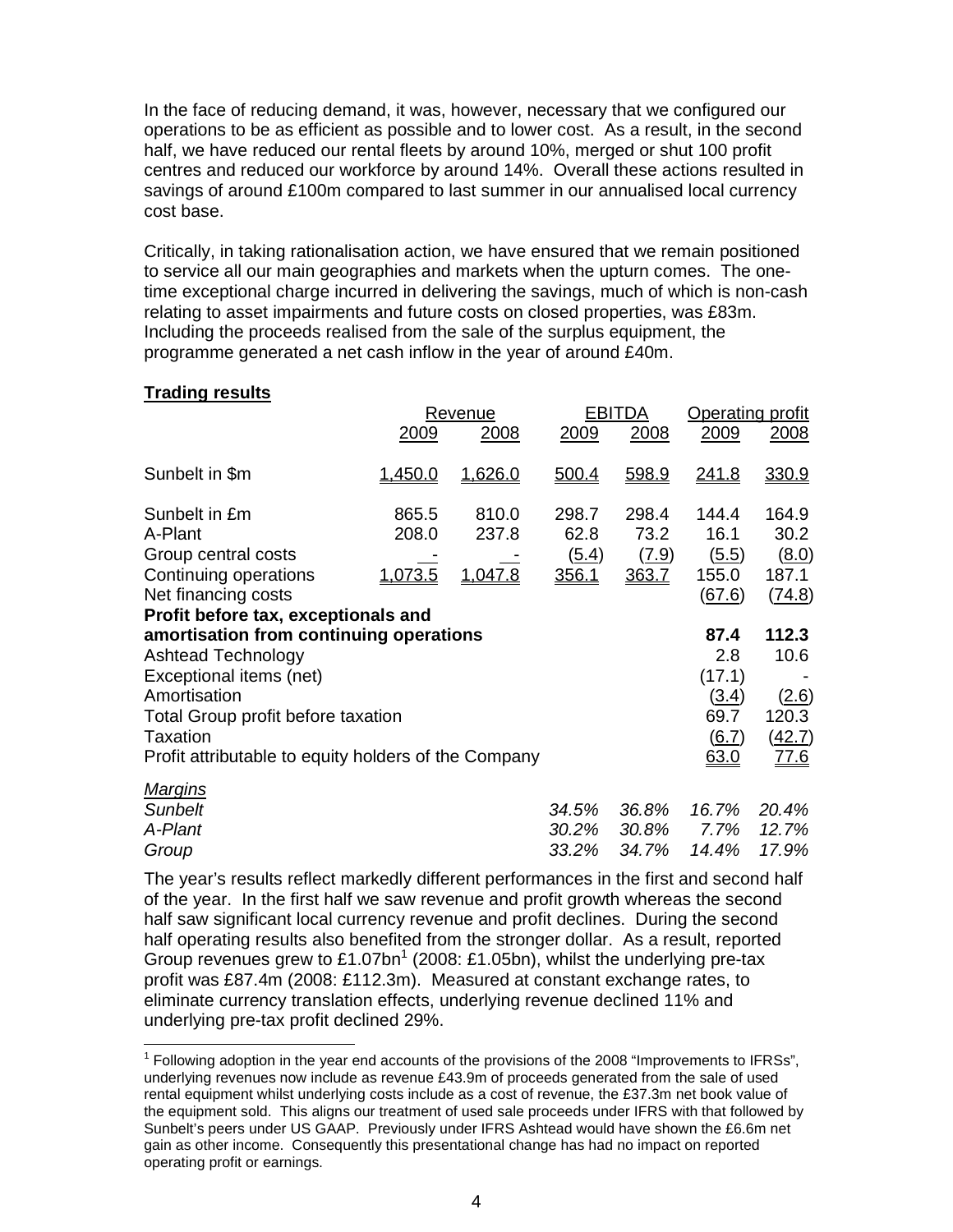In the face of reducing demand, it was, however, necessary that we configured our operations to be as efficient as possible and to lower cost. As a result, in the second half, we have reduced our rental fleets by around 10%, merged or shut 100 profit centres and reduced our workforce by around 14%. Overall these actions resulted in savings of around £100m compared to last summer in our annualised local currency cost base.

Critically, in taking rationalisation action, we have ensured that we remain positioned to service all our main geographies and markets when the upturn comes. The one-time exceptional charge incurred in delivering the savings, much of which is non-cash relating to asset impairments and future costs on closed properties, was £83m. Including the proceeds realised from the sale of the surplus equipment, the programme generated a net cash inflow in the year of around £40m.

**Trading results**

| | Revenue | | EBITDA | | Operating profit | |
|---|---|---|---|---|---|---|
| | 2009 | 2008 | 2009 | 2008 | 2009 | 2008 |
| Sunbelt in $m | 1,450.0 | 1,626.0 | 500.4 | 598.9 | 241.8 | 330.9 |
| Sunbelt in £m | 865.5 | 810.0 | 298.7 | 298.4 | 144.4 | 164.9 |
| A-Plant | 208.0 | 237.8 | 62.8 | 73.2 | 16.1 | 30.2 |
| Group central costs | - | - | (5.4) | (7.9) | (5.5) | (8.0) |
| Continuing operations | 1,073.5 | 1,047.8 | 356.1 | 363.7 | 155.0 | 187.1 |
| Net financing costs | | | | | (67.6) | (74.8) |
| **Profit before tax, exceptionals and amortisation from continuing operations** | | | | | **87.4** | **112.3** |
| Ashtead Technology | | | | | 2.8 | 10.6 |
| Exceptional items (net) | | | | | (17.1) | - |
| Amortisation | | | | | (3.4) | (2.6) |
| Total Group profit before taxation | | | | | 69.7 | 120.3 |
| Taxation | | | | | (6.7) | (42.7) |
| Profit attributable to equity holders of the Company | | | | | 63.0 | 77.6 |
| *Margins* | | | | | | |
| *Sunbelt* | | | *34.5%* | *36.8%* | *16.7%* | *20.4%* |
| *A-Plant* | | | *30.2%* | *30.8%* | *7.7%* | *12.7%* |
| *Group* | | | *33.2%* | *34.7%* | *14.4%* | *17.9%* |

The year's results reflect markedly different performances in the first and second half of the year. In the first half we saw revenue and profit growth whereas the second half saw significant local currency revenue and profit declines. During the second half operating results also benefited from the stronger dollar. As a result, reported Group revenues grew to £1.07bn[1] (2008: £1.05bn), whilst the underlying pre-tax profit was £87.4m (2008: £112.3m). Measured at constant exchange rates, to eliminate currency translation effects, underlying revenue declined 11% and underlying pre-tax profit declined 29%.

[1] Following adoption in the year end accounts of the provisions of the 2008 "Improvements to IFRSs", underlying revenues now include as revenue £43.9m of proceeds generated from the sale of used rental equipment whilst underlying costs include as a cost of revenue, the £37.3m net book value of the equipment sold. This aligns our treatment of used sale proceeds under IFRS with that followed by Sunbelt's peers under US GAAP. Previously under IFRS Ashtead would have shown the £6.6m net gain as other income. Consequently this presentational change has had no impact on reported operating profit or earnings.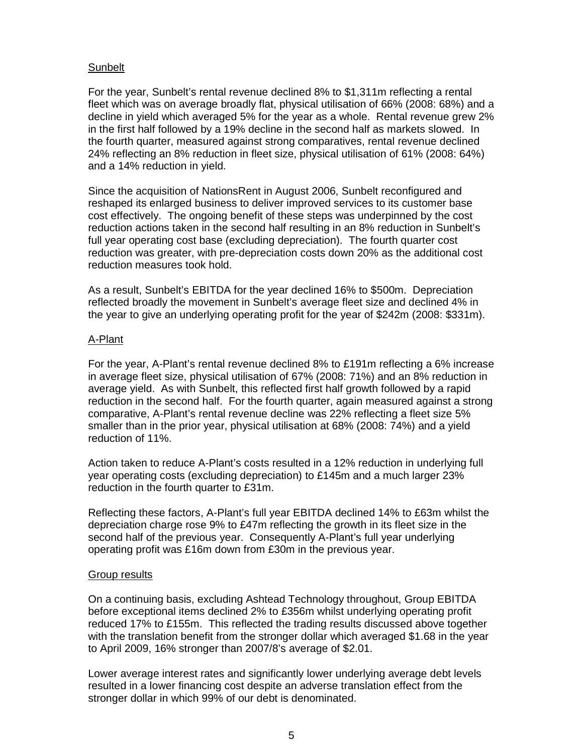## Sunbelt

For the year, Sunbelt's rental revenue declined 8% to $1,311m reflecting a rental fleet which was on average broadly flat, physical utilisation of 66% (2008: 68%) and a decline in yield which averaged 5% for the year as a whole. Rental revenue grew 2% in the first half followed by a 19% decline in the second half as markets slowed. In the fourth quarter, measured against strong comparatives, rental revenue declined 24% reflecting an 8% reduction in fleet size, physical utilisation of 61% (2008: 64%) and a 14% reduction in yield.

Since the acquisition of NationsRent in August 2006, Sunbelt reconfigured and reshaped its enlarged business to deliver improved services to its customer base cost effectively. The ongoing benefit of these steps was underpinned by the cost reduction actions taken in the second half resulting in an 8% reduction in Sunbelt's full year operating cost base (excluding depreciation). The fourth quarter cost reduction was greater, with pre-depreciation costs down 20% as the additional cost reduction measures took hold.

As a result, Sunbelt's EBITDA for the year declined 16% to $500m. Depreciation reflected broadly the movement in Sunbelt's average fleet size and declined 4% in the year to give an underlying operating profit for the year of $242m (2008: $331m).

## A-Plant

For the year, A-Plant's rental revenue declined 8% to £191m reflecting a 6% increase in average fleet size, physical utilisation of 67% (2008: 71%) and an 8% reduction in average yield. As with Sunbelt, this reflected first half growth followed by a rapid reduction in the second half. For the fourth quarter, again measured against a strong comparative, A-Plant's rental revenue decline was 22% reflecting a fleet size 5% smaller than in the prior year, physical utilisation at 68% (2008: 74%) and a yield reduction of 11%.

Action taken to reduce A-Plant's costs resulted in a 12% reduction in underlying full year operating costs (excluding depreciation) to £145m and a much larger 23% reduction in the fourth quarter to £31m.

Reflecting these factors, A-Plant's full year EBITDA declined 14% to £63m whilst the depreciation charge rose 9% to £47m reflecting the growth in its fleet size in the second half of the previous year. Consequently A-Plant's full year underlying operating profit was £16m down from £30m in the previous year.

## Group results

On a continuing basis, excluding Ashtead Technology throughout, Group EBITDA before exceptional items declined 2% to £356m whilst underlying operating profit reduced 17% to £155m. This reflected the trading results discussed above together with the translation benefit from the stronger dollar which averaged $1.68 in the year to April 2009, 16% stronger than 2007/8's average of $2.01.

Lower average interest rates and significantly lower underlying average debt levels resulted in a lower financing cost despite an adverse translation effect from the stronger dollar in which 99% of our debt is denominated.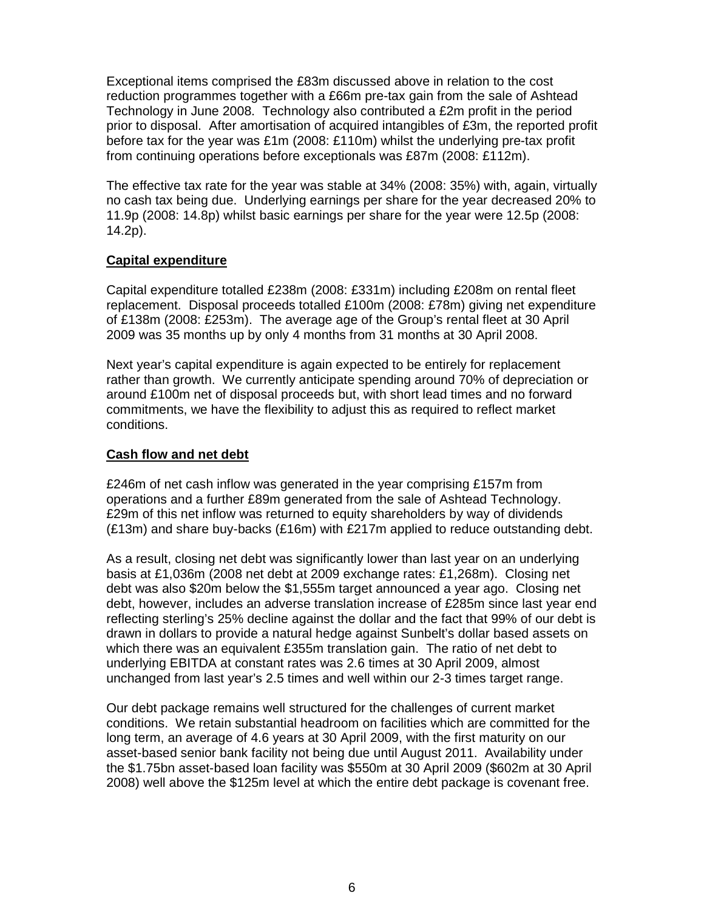Exceptional items comprised the £83m discussed above in relation to the cost reduction programmes together with a £66m pre-tax gain from the sale of Ashtead Technology in June 2008. Technology also contributed a £2m profit in the period prior to disposal. After amortisation of acquired intangibles of £3m, the reported profit before tax for the year was £1m (2008: £110m) whilst the underlying pre-tax profit from continuing operations before exceptionals was £87m (2008: £112m).

The effective tax rate for the year was stable at 34% (2008: 35%) with, again, virtually no cash tax being due. Underlying earnings per share for the year decreased 20% to 11.9p (2008: 14.8p) whilst basic earnings per share for the year were 12.5p (2008: 14.2p).

**<u>Capital expenditure</u>**

Capital expenditure totalled £238m (2008: £331m) including £208m on rental fleet replacement. Disposal proceeds totalled £100m (2008: £78m) giving net expenditure of £138m (2008: £253m). The average age of the Group's rental fleet at 30 April 2009 was 35 months up by only 4 months from 31 months at 30 April 2008.

Next year's capital expenditure is again expected to be entirely for replacement rather than growth. We currently anticipate spending around 70% of depreciation or around £100m net of disposal proceeds but, with short lead times and no forward commitments, we have the flexibility to adjust this as required to reflect market conditions.

**<u>Cash flow and net debt</u>**

£246m of net cash inflow was generated in the year comprising £157m from operations and a further £89m generated from the sale of Ashtead Technology. £29m of this net inflow was returned to equity shareholders by way of dividends (£13m) and share buy-backs (£16m) with £217m applied to reduce outstanding debt.

As a result, closing net debt was significantly lower than last year on an underlying basis at £1,036m (2008 net debt at 2009 exchange rates: £1,268m). Closing net debt was also $20m below the $1,555m target announced a year ago. Closing net debt, however, includes an adverse translation increase of £285m since last year end reflecting sterling's 25% decline against the dollar and the fact that 99% of our debt is drawn in dollars to provide a natural hedge against Sunbelt's dollar based assets on which there was an equivalent £355m translation gain. The ratio of net debt to underlying EBITDA at constant rates was 2.6 times at 30 April 2009, almost unchanged from last year's 2.5 times and well within our 2-3 times target range.

Our debt package remains well structured for the challenges of current market conditions. We retain substantial headroom on facilities which are committed for the long term, an average of 4.6 years at 30 April 2009, with the first maturity on our asset-based senior bank facility not being due until August 2011. Availability under the $1.75bn asset-based loan facility was $550m at 30 April 2009 ($602m at 30 April 2008) well above the $125m level at which the entire debt package is covenant free.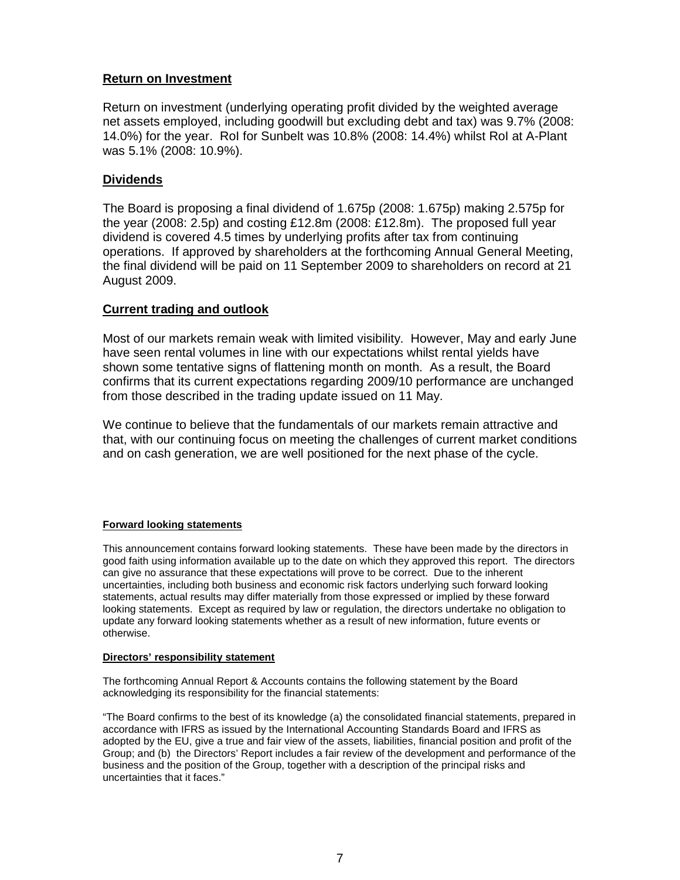## Return on Investment

Return on investment (underlying operating profit divided by the weighted average net assets employed, including goodwill but excluding debt and tax) was 9.7% (2008: 14.0%) for the year. RoI for Sunbelt was 10.8% (2008: 14.4%) whilst RoI at A-Plant was 5.1% (2008: 10.9%).

## Dividends

The Board is proposing a final dividend of 1.675p (2008: 1.675p) making 2.575p for the year (2008: 2.5p) and costing £12.8m (2008: £12.8m). The proposed full year dividend is covered 4.5 times by underlying profits after tax from continuing operations. If approved by shareholders at the forthcoming Annual General Meeting, the final dividend will be paid on 11 September 2009 to shareholders on record at 21 August 2009.

## Current trading and outlook

Most of our markets remain weak with limited visibility. However, May and early June have seen rental volumes in line with our expectations whilst rental yields have shown some tentative signs of flattening month on month. As a result, the Board confirms that its current expectations regarding 2009/10 performance are unchanged from those described in the trading update issued on 11 May.

We continue to believe that the fundamentals of our markets remain attractive and that, with our continuing focus on meeting the challenges of current market conditions and on cash generation, we are well positioned for the next phase of the cycle.

#### Forward looking statements

This announcement contains forward looking statements. These have been made by the directors in good faith using information available up to the date on which they approved this report. The directors can give no assurance that these expectations will prove to be correct. Due to the inherent uncertainties, including both business and economic risk factors underlying such forward looking statements, actual results may differ materially from those expressed or implied by these forward looking statements. Except as required by law or regulation, the directors undertake no obligation to update any forward looking statements whether as a result of new information, future events or otherwise.

#### Directors' responsibility statement

The forthcoming Annual Report & Accounts contains the following statement by the Board acknowledging its responsibility for the financial statements:

"The Board confirms to the best of its knowledge (a) the consolidated financial statements, prepared in accordance with IFRS as issued by the International Accounting Standards Board and IFRS as adopted by the EU, give a true and fair view of the assets, liabilities, financial position and profit of the Group; and (b) the Directors' Report includes a fair review of the development and performance of the business and the position of the Group, together with a description of the principal risks and uncertainties that it faces."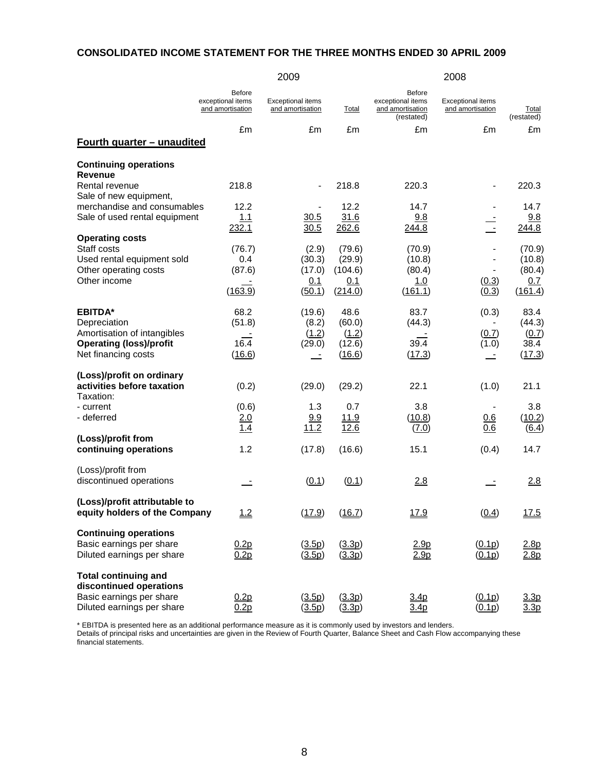## CONSOLIDATED INCOME STATEMENT FOR THE THREE MONTHS ENDED 30 APRIL 2009

| | 2009 | | | 2008 | | |
|---|---|---|---|---|---|---|
| | Before exceptional items and amortisation | Exceptional items and amortisation | Total | Before exceptional items and amortisation (restated) | Exceptional items and amortisation | Total (restated) |
| | £m | £m | £m | £m | £m | £m |
| **Fourth quarter – unaudited** | | | | | | |
| **Continuing operations** | | | | | | |
| **Revenue** | | | | | | |
| Rental revenue | 218.8 | - | 218.8 | 220.3 | - | 220.3 |
| Sale of new equipment, merchandise and consumables | 12.2 | - | 12.2 | 14.7 | - | 14.7 |
| Sale of used rental equipment | 1.1 | 30.5 | 31.6 | 9.8 | - | 9.8 |
| | 232.1 | 30.5 | 262.6 | 244.8 | - | 244.8 |
| **Operating costs** | | | | | | |
| Staff costs | (76.7) | (2.9) | (79.6) | (70.9) | - | (70.9) |
| Used rental equipment sold | 0.4 | (30.3) | (29.9) | (10.8) | - | (10.8) |
| Other operating costs | (87.6) | (17.0) | (104.6) | (80.4) | - | (80.4) |
| Other income | - | 0.1 | 0.1 | 1.0 | (0.3) | 0.7 |
| | (163.9) | (50.1) | (214.0) | (161.1) | (0.3) | (161.4) |
| **EBITDA*** | 68.2 | (19.6) | 48.6 | 83.7 | (0.3) | 83.4 |
| Depreciation | (51.8) | (8.2) | (60.0) | (44.3) | - | (44.3) |
| Amortisation of intangibles | - | (1.2) | (1.2) | - | (0.7) | (0.7) |
| **Operating (loss)/profit** | 16.4 | (29.0) | (12.6) | 39.4 | (1.0) | 38.4 |
| Net financing costs | (16.6) | - | (16.6) | (17.3) | - | (17.3) |
| **(Loss)/profit on ordinary activities before taxation** | (0.2) | (29.0) | (29.2) | 22.1 | (1.0) | 21.1 |
| Taxation: | | | | | | |
| - current | (0.6) | 1.3 | 0.7 | 3.8 | - | 3.8 |
| - deferred | 2.0 | 9.9 | 11.9 | (10.8) | 0.6 | (10.2) |
| | 1.4 | 11.2 | 12.6 | (7.0) | 0.6 | (6.4) |
| **(Loss)/profit from continuing operations** | 1.2 | (17.8) | (16.6) | 15.1 | (0.4) | 14.7 |
| (Loss)/profit from discontinued operations | - | (0.1) | (0.1) | 2.8 | - | 2.8 |
| **(Loss)/profit attributable to equity holders of the Company** | 1.2 | (17.9) | (16.7) | 17.9 | (0.4) | 17.5 |
| **Continuing operations** | | | | | | |
| Basic earnings per share | 0.2p | (3.5p) | (3.3p) | 2.9p | (0.1p) | 2.8p |
| Diluted earnings per share | 0.2p | (3.5p) | (3.3p) | 2.9p | (0.1p) | 2.8p |
| **Total continuing and discontinued operations** | | | | | | |
| Basic earnings per share | 0.2p | (3.5p) | (3.3p) | 3.4p | (0.1p) | 3.3p |
| Diluted earnings per share | 0.2p | (3.5p) | (3.3p) | 3.4p | (0.1p) | 3.3p |

* EBITDA is presented here as an additional performance measure as it is commonly used by investors and lenders.
Details of principal risks and uncertainties are given in the Review of Fourth Quarter, Balance Sheet and Cash Flow accompanying these financial statements.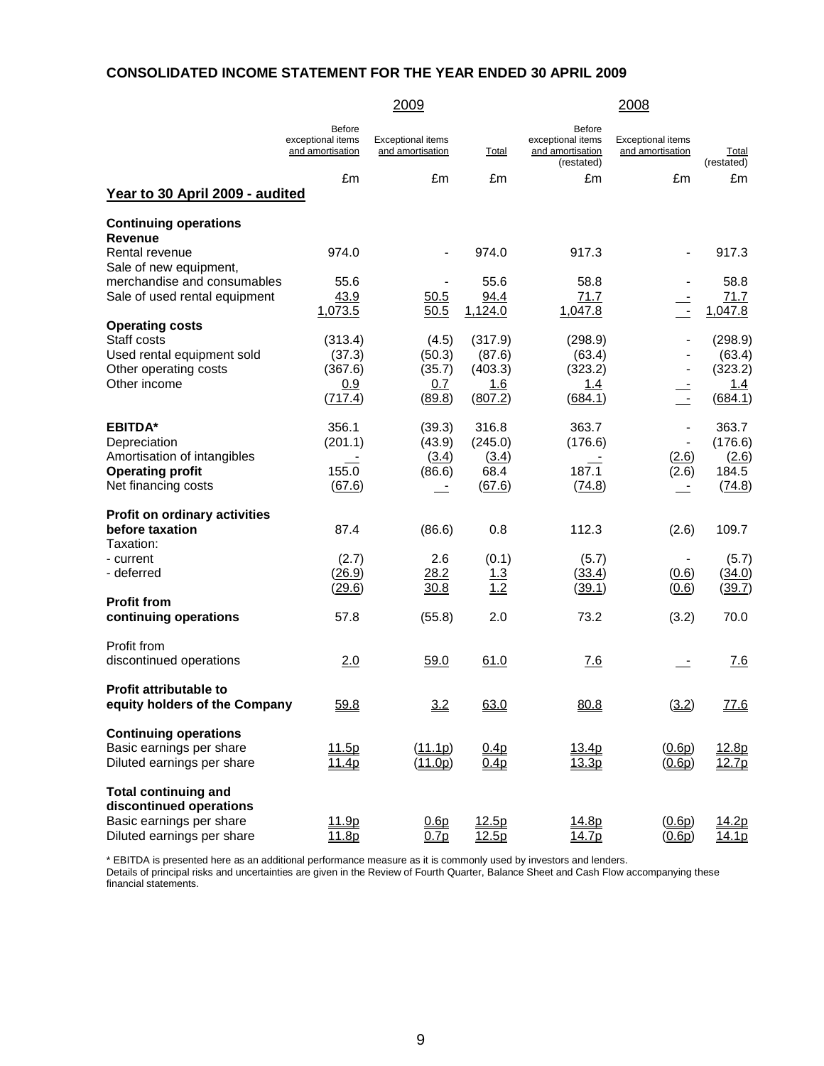## CONSOLIDATED INCOME STATEMENT FOR THE YEAR ENDED 30 APRIL 2009

| | 2009 | | | 2008 | | |
|---|---|---|---|---|---|---|
| | Before exceptional items and amortisation | Exceptional items and amortisation | Total | Before exceptional items and amortisation (restated) | Exceptional items and amortisation | Total (restated) |
| | £m | £m | £m | £m | £m | £m |
| **Year to 30 April 2009 - audited** | | | | | | |
| **Continuing operations** | | | | | | |
| **Revenue** | | | | | | |
| Rental revenue | 974.0 | - | 974.0 | 917.3 | - | 917.3 |
| Sale of new equipment, merchandise and consumables | 55.6 | - | 55.6 | 58.8 | - | 58.8 |
| Sale of used rental equipment | 43.9 | 50.5 | 94.4 | 71.7 | - | 71.7 |
| | 1,073.5 | 50.5 | 1,124.0 | 1,047.8 | - | 1,047.8 |
| **Operating costs** | | | | | | |
| Staff costs | (313.4) | (4.5) | (317.9) | (298.9) | - | (298.9) |
| Used rental equipment sold | (37.3) | (50.3) | (87.6) | (63.4) | - | (63.4) |
| Other operating costs | (367.6) | (35.7) | (403.3) | (323.2) | - | (323.2) |
| Other income | 0.9 | 0.7 | 1.6 | 1.4 | - | 1.4 |
| | (717.4) | (89.8) | (807.2) | (684.1) | - | (684.1) |
| **EBITDA*** | 356.1 | (39.3) | 316.8 | 363.7 | - | 363.7 |
| Depreciation | (201.1) | (43.9) | (245.0) | (176.6) | - | (176.6) |
| Amortisation of intangibles | - | (3.4) | (3.4) | - | (2.6) | (2.6) |
| **Operating profit** | 155.0 | (86.6) | 68.4 | 187.1 | (2.6) | 184.5 |
| Net financing costs | (67.6) | - | (67.6) | (74.8) | - | (74.8) |
| **Profit on ordinary activities before taxation** | 87.4 | (86.6) | 0.8 | 112.3 | (2.6) | 109.7 |
| Taxation: | | | | | | |
| - current | (2.7) | 2.6 | (0.1) | (5.7) | - | (5.7) |
| - deferred | (26.9) | 28.2 | 1.3 | (33.4) | (0.6) | (34.0) |
| | (29.6) | 30.8 | 1.2 | (39.1) | (0.6) | (39.7) |
| **Profit from continuing operations** | 57.8 | (55.8) | 2.0 | 73.2 | (3.2) | 70.0 |
| Profit from discontinued operations | 2.0 | 59.0 | 61.0 | 7.6 | - | 7.6 |
| **Profit attributable to equity holders of the Company** | 59.8 | 3.2 | 63.0 | 80.8 | (3.2) | 77.6 |
| **Continuing operations** | | | | | | |
| Basic earnings per share | 11.5p | (11.1p) | 0.4p | 13.4p | (0.6p) | 12.8p |
| Diluted earnings per share | 11.4p | (11.0p) | 0.4p | 13.3p | (0.6p) | 12.7p |
| **Total continuing and discontinued operations** | | | | | | |
| Basic earnings per share | 11.9p | 0.6p | 12.5p | 14.8p | (0.6p) | 14.2p |
| Diluted earnings per share | 11.8p | 0.7p | 12.5p | 14.7p | (0.6p) | 14.1p |

* EBITDA is presented here as an additional performance measure as it is commonly used by investors and lenders.

Details of principal risks and uncertainties are given in the Review of Fourth Quarter, Balance Sheet and Cash Flow accompanying these financial statements.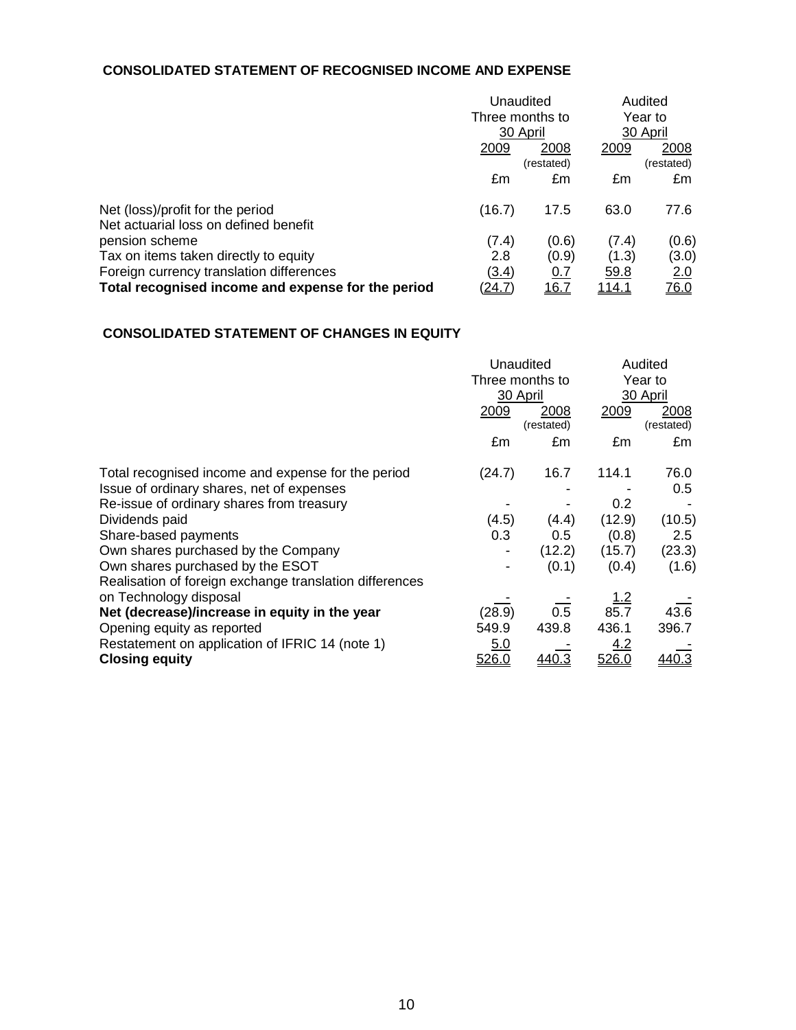## CONSOLIDATED STATEMENT OF RECOGNISED INCOME AND EXPENSE

| | Unaudited Three months to 30 April | | Audited Year to 30 April | |
|---|---|---|---|---|
| | 2009 | 2008 (restated) | 2009 | 2008 (restated) |
| | £m | £m | £m | £m |
| Net (loss)/profit for the period | (16.7) | 17.5 | 63.0 | 77.6 |
| Net actuarial loss on defined benefit pension scheme | (7.4) | (0.6) | (7.4) | (0.6) |
| Tax on items taken directly to equity | 2.8 | (0.9) | (1.3) | (3.0) |
| Foreign currency translation differences | (3.4) | 0.7 | 59.8 | 2.0 |
| **Total recognised income and expense for the period** | (24.7) | 16.7 | 114.1 | 76.0 |

## CONSOLIDATED STATEMENT OF CHANGES IN EQUITY

| | Unaudited Three months to 30 April | | Audited Year to 30 April | |
|---|---|---|---|---|
| | 2009 | 2008 (restated) | 2009 | 2008 (restated) |
| | £m | £m | £m | £m |
| Total recognised income and expense for the period | (24.7) | 16.7 | 114.1 | 76.0 |
| Issue of ordinary shares, net of expenses | | - | - | 0.5 |
| Re-issue of ordinary shares from treasury | - | - | 0.2 | - |
| Dividends paid | (4.5) | (4.4) | (12.9) | (10.5) |
| Share-based payments | 0.3 | 0.5 | (0.8) | 2.5 |
| Own shares purchased by the Company | - | (12.2) | (15.7) | (23.3) |
| Own shares purchased by the ESOT | - | (0.1) | (0.4) | (1.6) |
| Realisation of foreign exchange translation differences on Technology disposal | - | - | 1.2 | - |
| **Net (decrease)/increase in equity in the year** | (28.9) | 0.5 | 85.7 | 43.6 |
| Opening equity as reported | 549.9 | 439.8 | 436.1 | 396.7 |
| Restatement on application of IFRIC 14 (note 1) | 5.0 | - | 4.2 | - |
| **Closing equity** | 526.0 | 440.3 | 526.0 | 440.3 |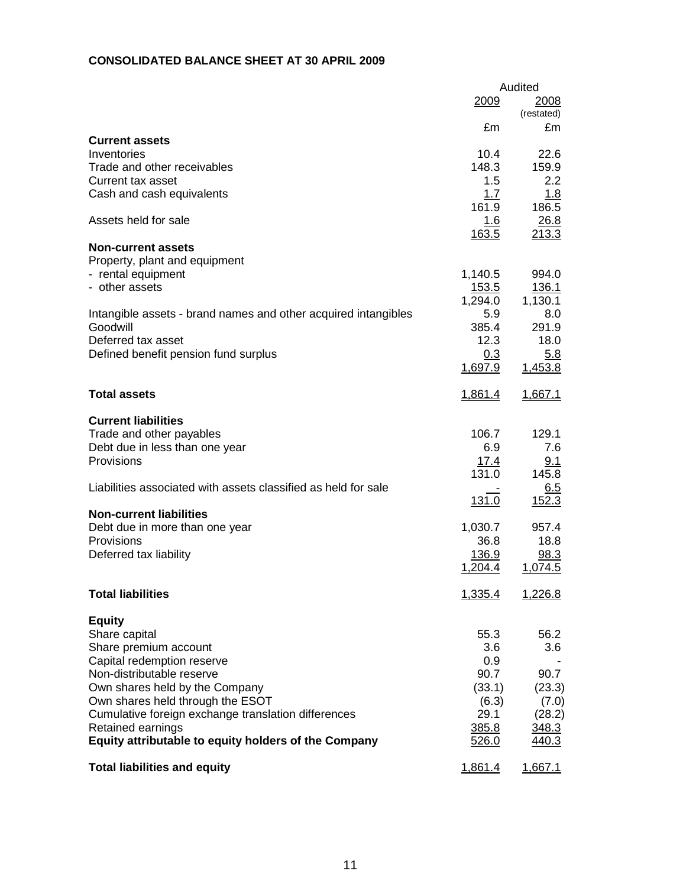**CONSOLIDATED BALANCE SHEET AT 30 APRIL 2009**

| | Audited | |
|---|---|---|
| | 2009 | 2008 (restated) |
| | £m | £m |
| **Current assets** | | |
| Inventories | 10.4 | 22.6 |
| Trade and other receivables | 148.3 | 159.9 |
| Current tax asset | 1.5 | 2.2 |
| Cash and cash equivalents | 1.7 | 1.8 |
| | 161.9 | 186.5 |
| Assets held for sale | 1.6 | 26.8 |
| | 163.5 | 213.3 |
| **Non-current assets** | | |
| Property, plant and equipment | | |
| - rental equipment | 1,140.5 | 994.0 |
| - other assets | 153.5 | 136.1 |
| | 1,294.0 | 1,130.1 |
| Intangible assets - brand names and other acquired intangibles | 5.9 | 8.0 |
| Goodwill | 385.4 | 291.9 |
| Deferred tax asset | 12.3 | 18.0 |
| Defined benefit pension fund surplus | 0.3 | 5.8 |
| | 1,697.9 | 1,453.8 |
| **Total assets** | 1,861.4 | 1,667.1 |
| **Current liabilities** | | |
| Trade and other payables | 106.7 | 129.1 |
| Debt due in less than one year | 6.9 | 7.6 |
| Provisions | 17.4 | 9.1 |
| | 131.0 | 145.8 |
| Liabilities associated with assets classified as held for sale | - | 6.5 |
| | 131.0 | 152.3 |
| **Non-current liabilities** | | |
| Debt due in more than one year | 1,030.7 | 957.4 |
| Provisions | 36.8 | 18.8 |
| Deferred tax liability | 136.9 | 98.3 |
| | 1,204.4 | 1,074.5 |
| **Total liabilities** | 1,335.4 | 1,226.8 |
| **Equity** | | |
| Share capital | 55.3 | 56.2 |
| Share premium account | 3.6 | 3.6 |
| Capital redemption reserve | 0.9 | - |
| Non-distributable reserve | 90.7 | 90.7 |
| Own shares held by the Company | (33.1) | (23.3) |
| Own shares held through the ESOT | (6.3) | (7.0) |
| Cumulative foreign exchange translation differences | 29.1 | (28.2) |
| Retained earnings | 385.8 | 348.3 |
| **Equity attributable to equity holders of the Company** | 526.0 | 440.3 |
| **Total liabilities and equity** | 1,861.4 | 1,667.1 |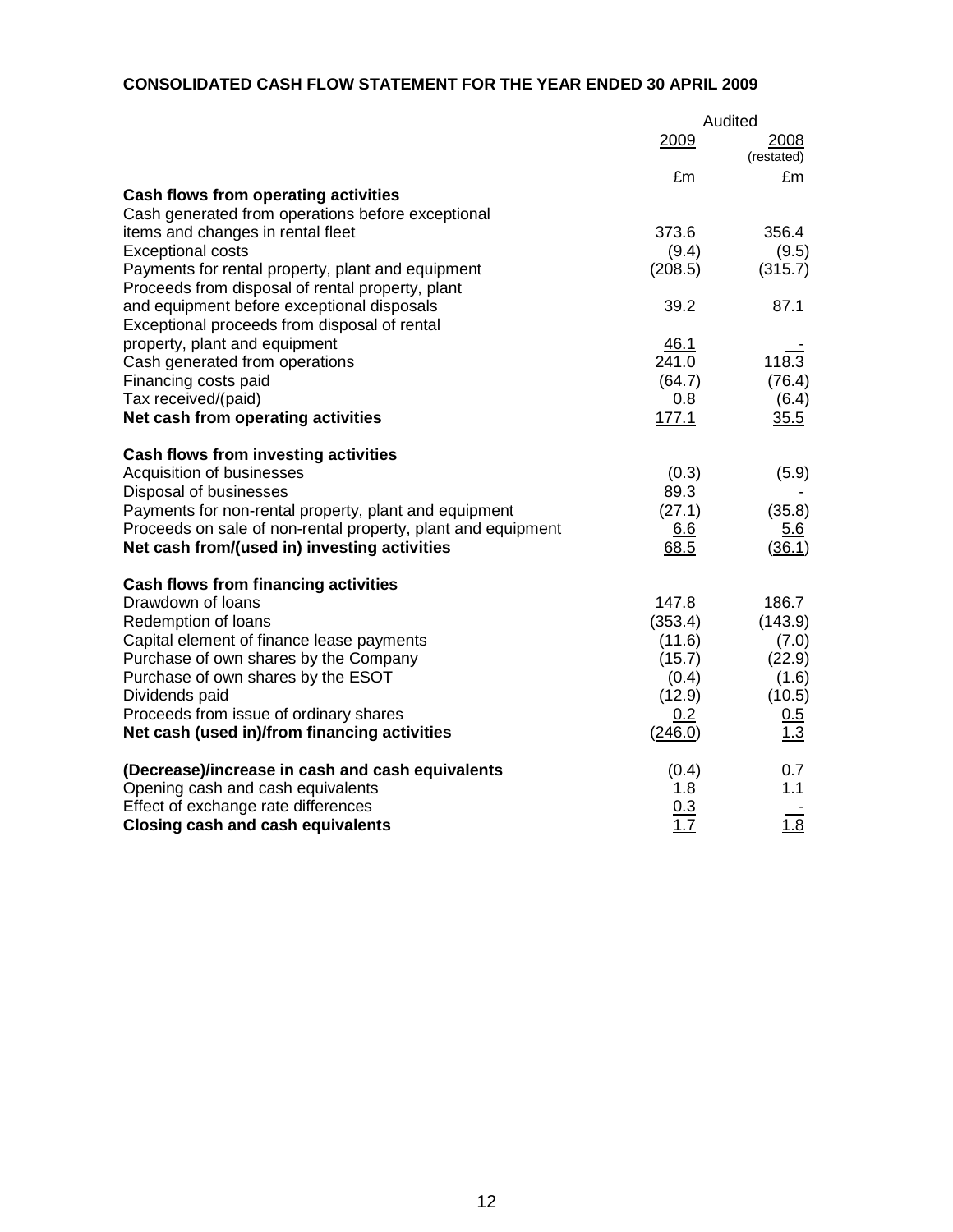## CONSOLIDATED CASH FLOW STATEMENT FOR THE YEAR ENDED 30 APRIL 2009

| | Audited | |
|---|---|---|
| | 2009 | 2008 (restated) |
| | £m | £m |
| **Cash flows from operating activities** | | |
| Cash generated from operations before exceptional items and changes in rental fleet | 373.6 | 356.4 |
| Exceptional costs | (9.4) | (9.5) |
| Payments for rental property, plant and equipment | (208.5) | (315.7) |
| Proceeds from disposal of rental property, plant and equipment before exceptional disposals | 39.2 | 87.1 |
| Exceptional proceeds from disposal of rental property, plant and equipment | 46.1 | - |
| Cash generated from operations | 241.0 | 118.3 |
| Financing costs paid | (64.7) | (76.4) |
| Tax received/(paid) | 0.8 | (6.4) |
| **Net cash from operating activities** | 177.1 | 35.5 |
| | | |
| **Cash flows from investing activities** | | |
| Acquisition of businesses | (0.3) | (5.9) |
| Disposal of businesses | 89.3 | - |
| Payments for non-rental property, plant and equipment | (27.1) | (35.8) |
| Proceeds on sale of non-rental property, plant and equipment | 6.6 | 5.6 |
| **Net cash from/(used in) investing activities** | 68.5 | (36.1) |
| | | |
| **Cash flows from financing activities** | | |
| Drawdown of loans | 147.8 | 186.7 |
| Redemption of loans | (353.4) | (143.9) |
| Capital element of finance lease payments | (11.6) | (7.0) |
| Purchase of own shares by the Company | (15.7) | (22.9) |
| Purchase of own shares by the ESOT | (0.4) | (1.6) |
| Dividends paid | (12.9) | (10.5) |
| Proceeds from issue of ordinary shares | 0.2 | 0.5 |
| **Net cash (used in)/from financing activities** | (246.0) | 1.3 |
| | | |
| **(Decrease)/increase in cash and cash equivalents** | (0.4) | 0.7 |
| Opening cash and cash equivalents | 1.8 | 1.1 |
| Effect of exchange rate differences | 0.3 | - |
| **Closing cash and cash equivalents** | 1.7 | 1.8 |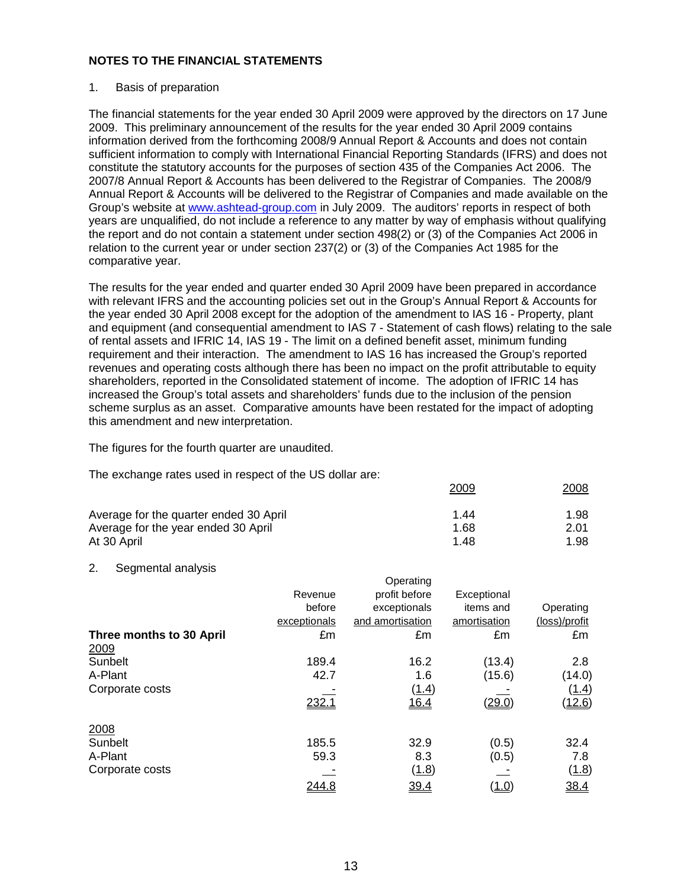## NOTES TO THE FINANCIAL STATEMENTS

1. Basis of preparation

The financial statements for the year ended 30 April 2009 were approved by the directors on 17 June 2009. This preliminary announcement of the results for the year ended 30 April 2009 contains information derived from the forthcoming 2008/9 Annual Report & Accounts and does not contain sufficient information to comply with International Financial Reporting Standards (IFRS) and does not constitute the statutory accounts for the purposes of section 435 of the Companies Act 2006. The 2007/8 Annual Report & Accounts has been delivered to the Registrar of Companies. The 2008/9 Annual Report & Accounts will be delivered to the Registrar of Companies and made available on the Group's website at www.ashtead-group.com in July 2009. The auditors' reports in respect of both years are unqualified, do not include a reference to any matter by way of emphasis without qualifying the report and do not contain a statement under section 498(2) or (3) of the Companies Act 2006 in relation to the current year or under section 237(2) or (3) of the Companies Act 1985 for the comparative year.

The results for the year ended and quarter ended 30 April 2009 have been prepared in accordance with relevant IFRS and the accounting policies set out in the Group's Annual Report & Accounts for the year ended 30 April 2008 except for the adoption of the amendment to IAS 16 - Property, plant and equipment (and consequential amendment to IAS 7 - Statement of cash flows) relating to the sale of rental assets and IFRIC 14, IAS 19 - The limit on a defined benefit asset, minimum funding requirement and their interaction. The amendment to IAS 16 has increased the Group's reported revenues and operating costs although there has been no impact on the profit attributable to equity shareholders, reported in the Consolidated statement of income. The adoption of IFRIC 14 has increased the Group's total assets and shareholders' funds due to the inclusion of the pension scheme surplus as an asset. Comparative amounts have been restated for the impact of adopting this amendment and new interpretation.

The figures for the fourth quarter are unaudited.

The exchange rates used in respect of the US dollar are:

| | 2009 | 2008 |
|---|---|---|
| Average for the quarter ended 30 April | 1.44 | 1.98 |
| Average for the year ended 30 April | 1.68 | 2.01 |
| At 30 April | 1.48 | 1.98 |

2. Segmental analysis

| Three months to 30 April | Revenue before exceptionals<br>£m | Operating profit before exceptionals and amortisation<br>£m | Exceptional items and amortisation<br>£m | Operating (loss)/profit<br>£m |
|---|---|---|---|---|
| 2009 | | | | |
| Sunbelt | 189.4 | 16.2 | (13.4) | 2.8 |
| A-Plant | 42.7 | 1.6 | (15.6) | (14.0) |
| Corporate costs | - | (1.4) | - | (1.4) |
| | 232.1 | 16.4 | (29.0) | (12.6) |
| 2008 | | | | |
| Sunbelt | 185.5 | 32.9 | (0.5) | 32.4 |
| A-Plant | 59.3 | 8.3 | (0.5) | 7.8 |
| Corporate costs | - | (1.8) | - | (1.8) |
| | 244.8 | 39.4 | (1.0) | 38.4 |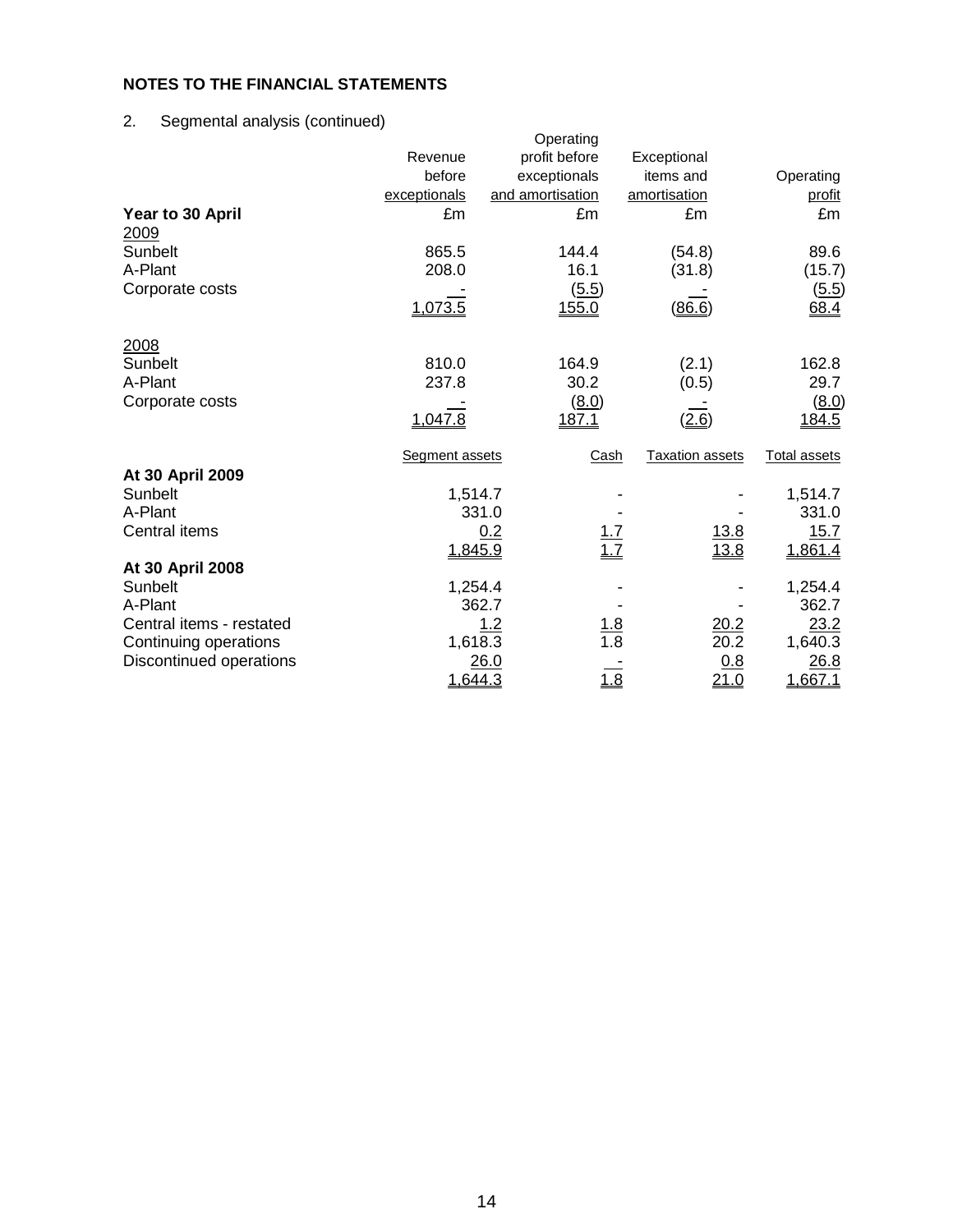## NOTES TO THE FINANCIAL STATEMENTS

2. Segmental analysis (continued)

| Year to 30 April | Revenue before exceptionals | Operating profit before exceptionals and amortisation | Exceptional items and amortisation | Operating profit |
|---|---|---|---|---|
| | £m | £m | £m | £m |
| 2009 | | | | |
| Sunbelt | 865.5 | 144.4 | (54.8) | 89.6 |
| A-Plant | 208.0 | 16.1 | (31.8) | (15.7) |
| Corporate costs | - | (5.5) | - | (5.5) |
| | 1,073.5 | 155.0 | (86.6) | 68.4 |
| 2008 | | | | |
| Sunbelt | 810.0 | 164.9 | (2.1) | 162.8 |
| A-Plant | 237.8 | 30.2 | (0.5) | 29.7 |
| Corporate costs | - | (8.0) | - | (8.0) |
| | 1,047.8 | 187.1 | (2.6) | 184.5 |

| | Segment assets | Cash | Taxation assets | Total assets |
|---|---|---|---|---|
| **At 30 April 2009** | | | | |
| Sunbelt | 1,514.7 | - | - | 1,514.7 |
| A-Plant | 331.0 | - | - | 331.0 |
| Central items | 0.2 | 1.7 | 13.8 | 15.7 |
| | 1,845.9 | 1.7 | 13.8 | 1,861.4 |
| **At 30 April 2008** | | | | |
| Sunbelt | 1,254.4 | - | - | 1,254.4 |
| A-Plant | 362.7 | - | - | 362.7 |
| Central items - restated | 1.2 | 1.8 | 20.2 | 23.2 |
| Continuing operations | 1,618.3 | 1.8 | 20.2 | 1,640.3 |
| Discontinued operations | 26.0 | - | 0.8 | 26.8 |
| | 1,644.3 | 1.8 | 21.0 | 1,667.1 |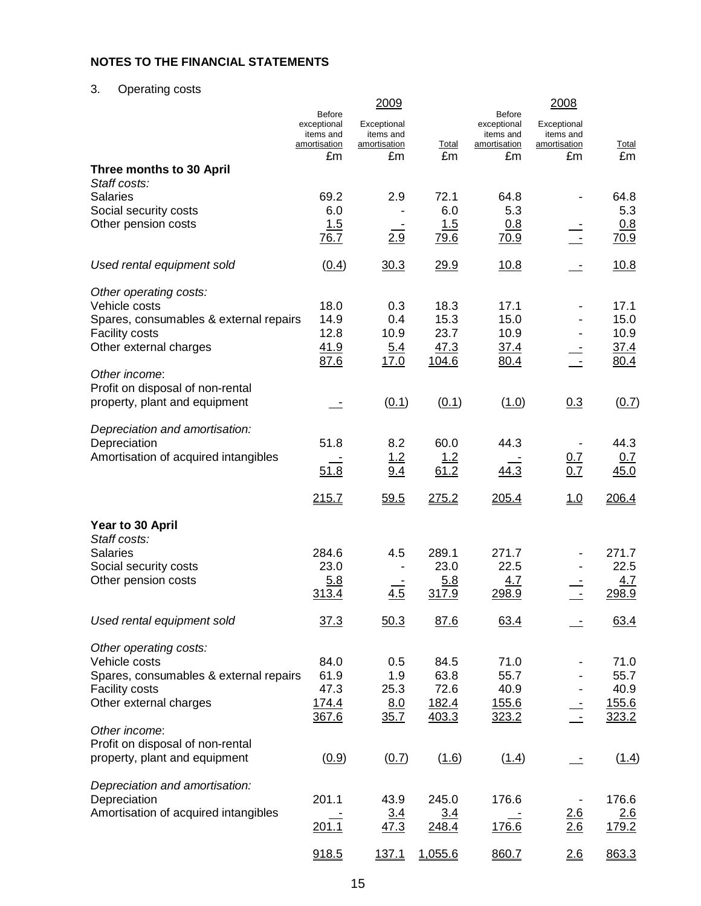## NOTES TO THE FINANCIAL STATEMENTS

3. Operating costs

| | 2009 | | | 2008 | | |
|---|---|---|---|---|---|---|
| | Before exceptional items and amortisation | Exceptional items and amortisation | Total | Before exceptional items and amortisation | Exceptional items and amortisation | Total |
| | £m | £m | £m | £m | £m | £m |
| **Three months to 30 April** | | | | | | |
| *Staff costs:* | | | | | | |
| Salaries | 69.2 | 2.9 | 72.1 | 64.8 | - | 64.8 |
| Social security costs | 6.0 | - | 6.0 | 5.3 | | 5.3 |
| Other pension costs | 1.5 | - | 1.5 | 0.8 | - | 0.8 |
| | 76.7 | 2.9 | 79.6 | 70.9 | - | 70.9 |
| *Used rental equipment sold* | (0.4) | 30.3 | 29.9 | 10.8 | - | 10.8 |
| *Other operating costs:* | | | | | | |
| Vehicle costs | 18.0 | 0.3 | 18.3 | 17.1 | - | 17.1 |
| Spares, consumables & external repairs | 14.9 | 0.4 | 15.3 | 15.0 | - | 15.0 |
| Facility costs | 12.8 | 10.9 | 23.7 | 10.9 | - | 10.9 |
| Other external charges | 41.9 | 5.4 | 47.3 | 37.4 | - | 37.4 |
| | 87.6 | 17.0 | 104.6 | 80.4 | - | 80.4 |
| *Other income*: | | | | | | |
| Profit on disposal of non-rental property, plant and equipment | - | (0.1) | (0.1) | (1.0) | 0.3 | (0.7) |
| *Depreciation and amortisation:* | | | | | | |
| Depreciation | 51.8 | 8.2 | 60.0 | 44.3 | - | 44.3 |
| Amortisation of acquired intangibles | - | 1.2 | 1.2 | - | 0.7 | 0.7 |
| | 51.8 | 9.4 | 61.2 | 44.3 | 0.7 | 45.0 |
| | 215.7 | 59.5 | 275.2 | 205.4 | 1.0 | 206.4 |
| **Year to 30 April** | | | | | | |
| *Staff costs:* | | | | | | |
| Salaries | 284.6 | 4.5 | 289.1 | 271.7 | - | 271.7 |
| Social security costs | 23.0 | - | 23.0 | 22.5 | - | 22.5 |
| Other pension costs | 5.8 | - | 5.8 | 4.7 | - | 4.7 |
| | 313.4 | 4.5 | 317.9 | 298.9 | - | 298.9 |
| *Used rental equipment sold* | 37.3 | 50.3 | 87.6 | 63.4 | - | 63.4 |
| *Other operating costs:* | | | | | | |
| Vehicle costs | 84.0 | 0.5 | 84.5 | 71.0 | - | 71.0 |
| Spares, consumables & external repairs | 61.9 | 1.9 | 63.8 | 55.7 | - | 55.7 |
| Facility costs | 47.3 | 25.3 | 72.6 | 40.9 | - | 40.9 |
| Other external charges | 174.4 | 8.0 | 182.4 | 155.6 | - | 155.6 |
| | 367.6 | 35.7 | 403.3 | 323.2 | - | 323.2 |
| *Other income*: | | | | | | |
| Profit on disposal of non-rental property, plant and equipment | (0.9) | (0.7) | (1.6) | (1.4) | - | (1.4) |
| *Depreciation and amortisation:* | | | | | | |
| Depreciation | 201.1 | 43.9 | 245.0 | 176.6 | - | 176.6 |
| Amortisation of acquired intangibles | - | 3.4 | 3.4 | - | 2.6 | 2.6 |
| | 201.1 | 47.3 | 248.4 | 176.6 | 2.6 | 179.2 |
| | 918.5 | 137.1 | 1,055.6 | 860.7 | 2.6 | 863.3 |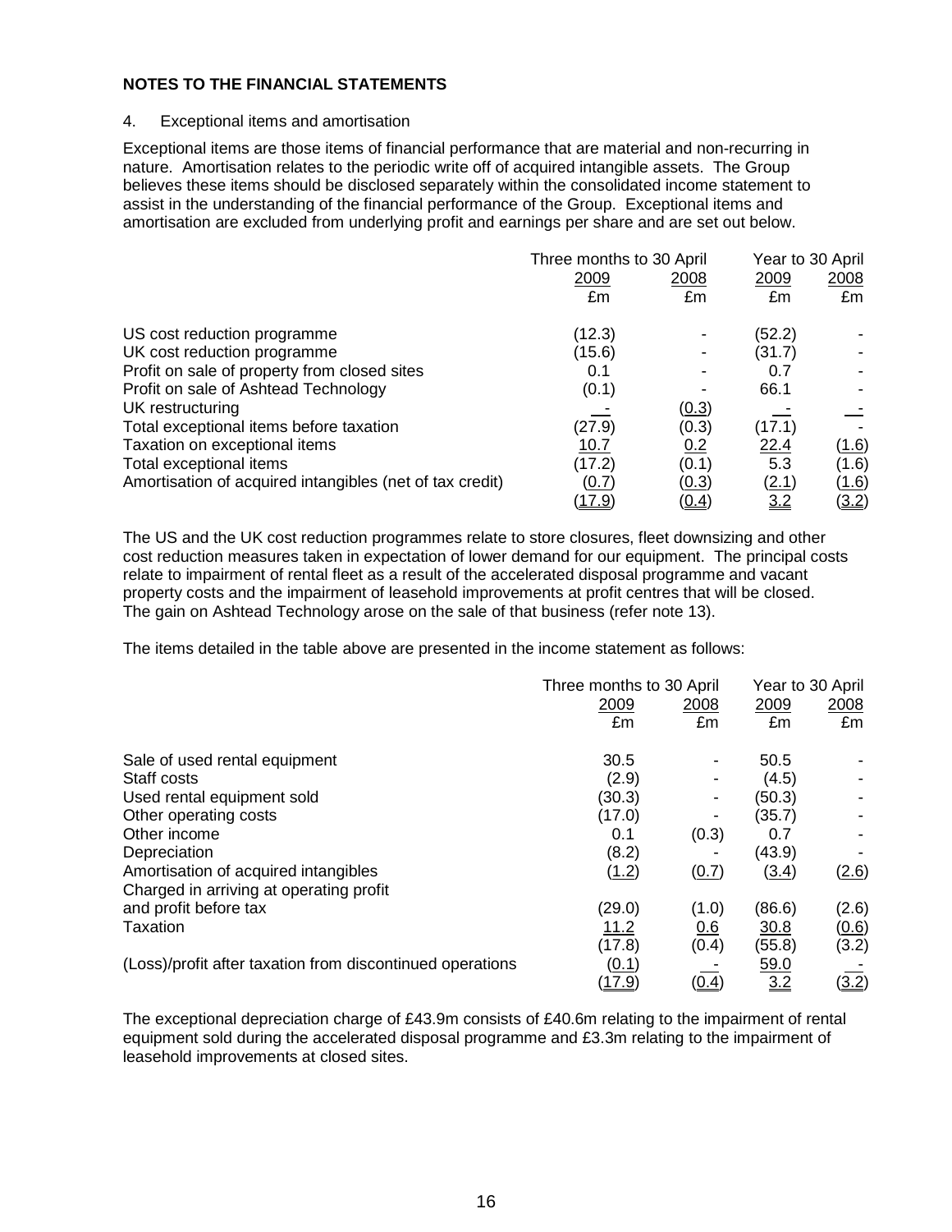**NOTES TO THE FINANCIAL STATEMENTS**

4. Exceptional items and amortisation

Exceptional items are those items of financial performance that are material and non-recurring in nature. Amortisation relates to the periodic write off of acquired intangible assets. The Group believes these items should be disclosed separately within the consolidated income statement to assist in the understanding of the financial performance of the Group. Exceptional items and amortisation are excluded from underlying profit and earnings per share and are set out below.

| | Three months to 30 April | | Year to 30 April | |
|---|---|---|---|---|
| | 2009 | 2008 | 2009 | 2008 |
| | £m | £m | £m | £m |
| US cost reduction programme | (12.3) | - | (52.2) | - |
| UK cost reduction programme | (15.6) | - | (31.7) | - |
| Profit on sale of property from closed sites | 0.1 | - | 0.7 | - |
| Profit on sale of Ashtead Technology | (0.1) | - | 66.1 | - |
| UK restructuring | - | (0.3) | - | - |
| Total exceptional items before taxation | (27.9) | (0.3) | (17.1) | - |
| Taxation on exceptional items | 10.7 | 0.2 | 22.4 | (1.6) |
| Total exceptional items | (17.2) | (0.1) | 5.3 | (1.6) |
| Amortisation of acquired intangibles (net of tax credit) | (0.7) | (0.3) | (2.1) | (1.6) |
| | (17.9) | (0.4) | 3.2 | (3.2) |

The US and the UK cost reduction programmes relate to store closures, fleet downsizing and other cost reduction measures taken in expectation of lower demand for our equipment. The principal costs relate to impairment of rental fleet as a result of the accelerated disposal programme and vacant property costs and the impairment of leasehold improvements at profit centres that will be closed. The gain on Ashtead Technology arose on the sale of that business (refer note 13).

The items detailed in the table above are presented in the income statement as follows:

| | Three months to 30 April | | Year to 30 April | |
|---|---|---|---|---|
| | 2009 | 2008 | 2009 | 2008 |
| | £m | £m | £m | £m |
| Sale of used rental equipment | 30.5 | - | 50.5 | - |
| Staff costs | (2.9) | - | (4.5) | - |
| Used rental equipment sold | (30.3) | - | (50.3) | - |
| Other operating costs | (17.0) | - | (35.7) | - |
| Other income | 0.1 | (0.3) | 0.7 | - |
| Depreciation | (8.2) | - | (43.9) | - |
| Amortisation of acquired intangibles | (1.2) | (0.7) | (3.4) | (2.6) |
| Charged in arriving at operating profit and profit before tax | (29.0) | (1.0) | (86.6) | (2.6) |
| Taxation | 11.2 | 0.6 | 30.8 | (0.6) |
| | (17.8) | (0.4) | (55.8) | (3.2) |
| (Loss)/profit after taxation from discontinued operations | (0.1) | - | 59.0 | - |
| | (17.9) | (0.4) | 3.2 | (3.2) |

The exceptional depreciation charge of £43.9m consists of £40.6m relating to the impairment of rental equipment sold during the accelerated disposal programme and £3.3m relating to the impairment of leasehold improvements at closed sites.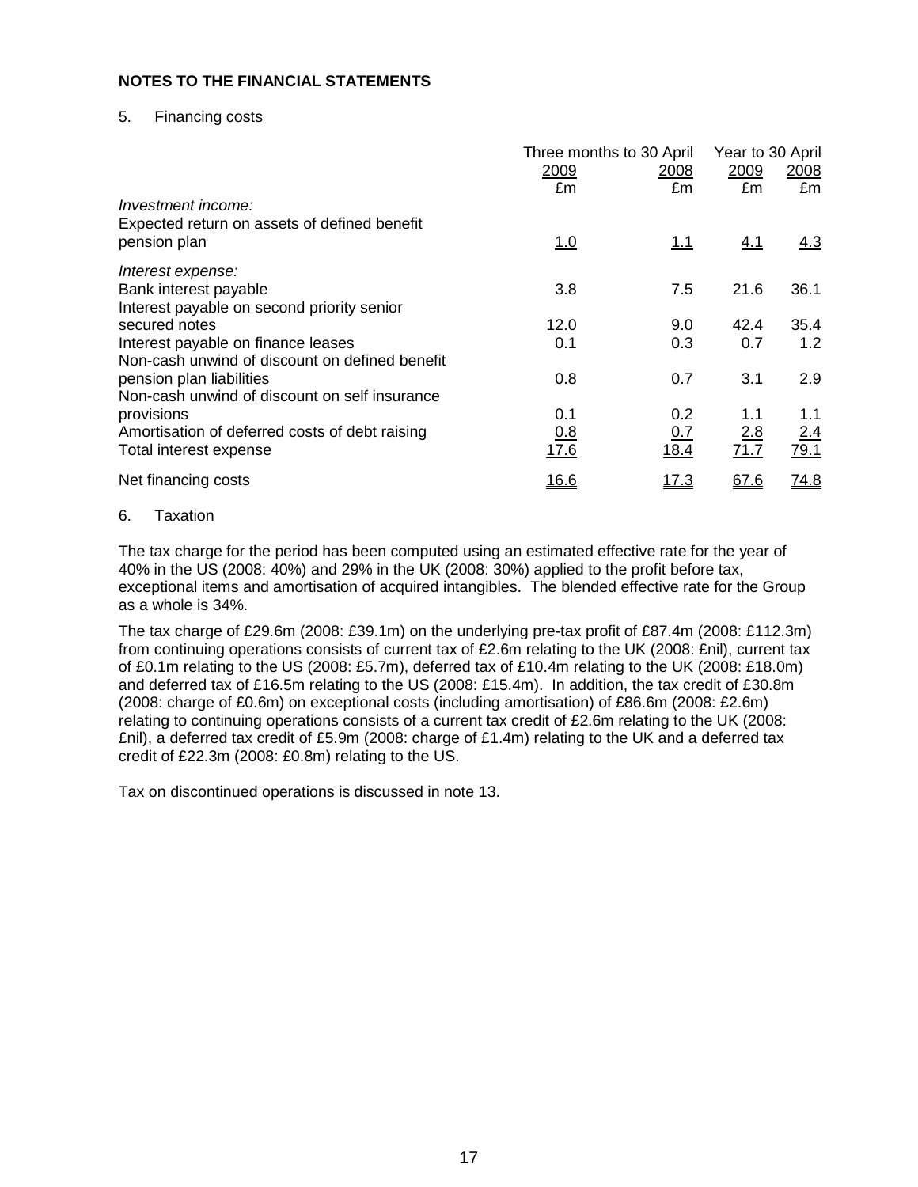**NOTES TO THE FINANCIAL STATEMENTS**

5. Financing costs

| | Three months to 30 April | | Year to 30 April | |
|---|---|---|---|---|
| | 2009 | 2008 | 2009 | 2008 |
| | £m | £m | £m | £m |
| *Investment income:* | | | | |
| Expected return on assets of defined benefit pension plan | 1.0 | 1.1 | 4.1 | 4.3 |
| *Interest expense:* | | | | |
| Bank interest payable | 3.8 | 7.5 | 21.6 | 36.1 |
| Interest payable on second priority senior secured notes | 12.0 | 9.0 | 42.4 | 35.4 |
| Interest payable on finance leases | 0.1 | 0.3 | 0.7 | 1.2 |
| Non-cash unwind of discount on defined benefit pension plan liabilities | 0.8 | 0.7 | 3.1 | 2.9 |
| Non-cash unwind of discount on self insurance provisions | 0.1 | 0.2 | 1.1 | 1.1 |
| Amortisation of deferred costs of debt raising | 0.8 | 0.7 | 2.8 | 2.4 |
| Total interest expense | 17.6 | 18.4 | 71.7 | 79.1 |
| Net financing costs | 16.6 | 17.3 | 67.6 | 74.8 |

6. Taxation

The tax charge for the period has been computed using an estimated effective rate for the year of 40% in the US (2008: 40%) and 29% in the UK (2008: 30%) applied to the profit before tax, exceptional items and amortisation of acquired intangibles. The blended effective rate for the Group as a whole is 34%.

The tax charge of £29.6m (2008: £39.1m) on the underlying pre-tax profit of £87.4m (2008: £112.3m) from continuing operations consists of current tax of £2.6m relating to the UK (2008: £nil), current tax of £0.1m relating to the US (2008: £5.7m), deferred tax of £10.4m relating to the UK (2008: £18.0m) and deferred tax of £16.5m relating to the US (2008: £15.4m). In addition, the tax credit of £30.8m (2008: charge of £0.6m) on exceptional costs (including amortisation) of £86.6m (2008: £2.6m) relating to continuing operations consists of a current tax credit of £2.6m relating to the UK (2008: £nil), a deferred tax credit of £5.9m (2008: charge of £1.4m) relating to the UK and a deferred tax credit of £22.3m (2008: £0.8m) relating to the US.

Tax on discontinued operations is discussed in note 13.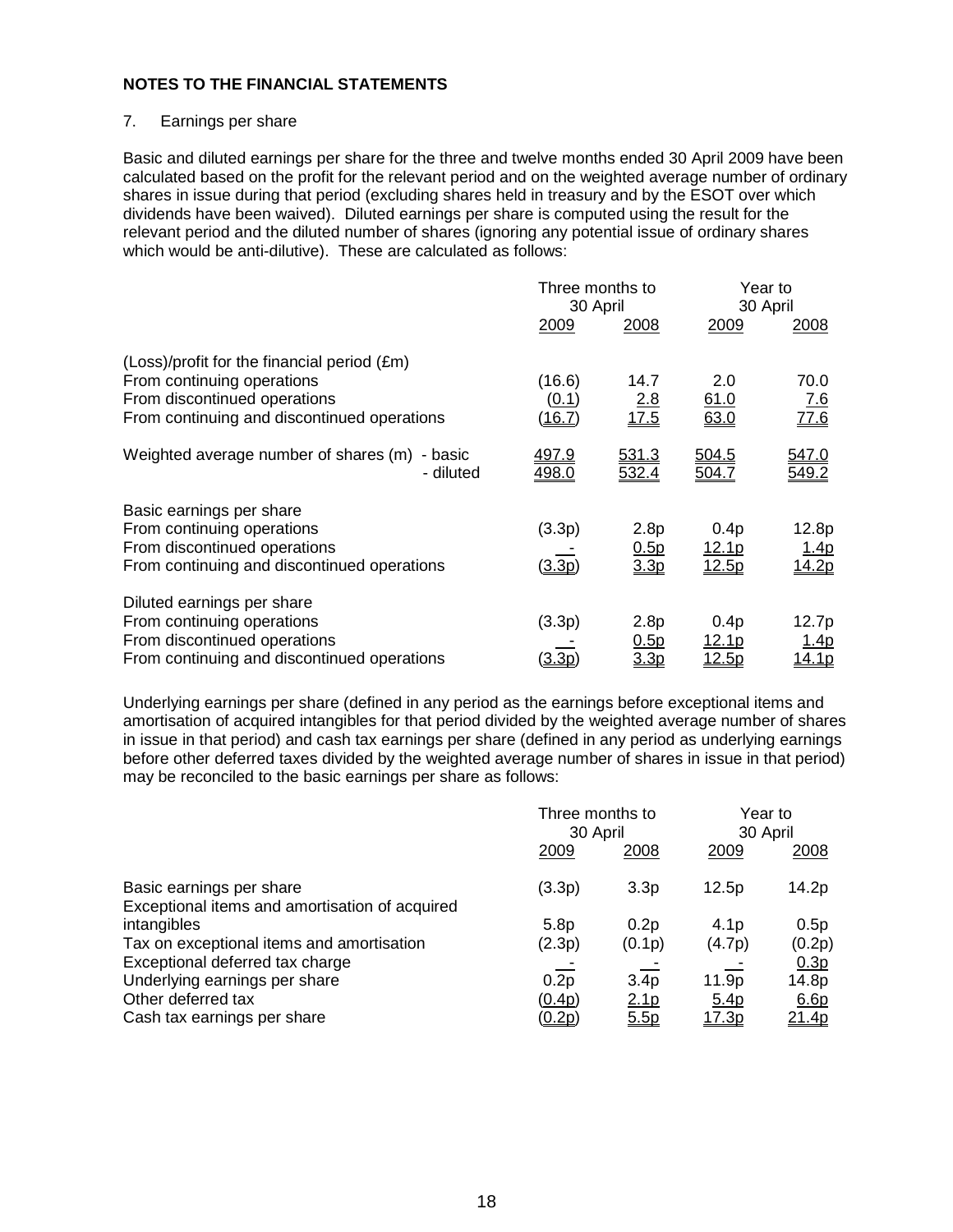**NOTES TO THE FINANCIAL STATEMENTS**

7. Earnings per share

Basic and diluted earnings per share for the three and twelve months ended 30 April 2009 have been calculated based on the profit for the relevant period and on the weighted average number of ordinary shares in issue during that period (excluding shares held in treasury and by the ESOT over which dividends have been waived). Diluted earnings per share is computed using the result for the relevant period and the diluted number of shares (ignoring any potential issue of ordinary shares which would be anti-dilutive). These are calculated as follows:

| | Three months to 30 April | | Year to 30 April | |
|---|---|---|---|---|
| | 2009 | 2008 | 2009 | 2008 |
| (Loss)/profit for the financial period (£m) | | | | |
| From continuing operations | (16.6) | 14.7 | 2.0 | 70.0 |
| From discontinued operations | (0.1) | 2.8 | 61.0 | 7.6 |
| From continuing and discontinued operations | (16.7) | 17.5 | 63.0 | 77.6 |
| Weighted average number of shares (m) - basic | 497.9 | 531.3 | 504.5 | 547.0 |
| - diluted | 498.0 | 532.4 | 504.7 | 549.2 |
| Basic earnings per share | | | | |
| From continuing operations | (3.3p) | 2.8p | 0.4p | 12.8p |
| From discontinued operations | - | 0.5p | 12.1p | 1.4p |
| From continuing and discontinued operations | (3.3p) | 3.3p | 12.5p | 14.2p |
| Diluted earnings per share | | | | |
| From continuing operations | (3.3p) | 2.8p | 0.4p | 12.7p |
| From discontinued operations | - | 0.5p | 12.1p | 1.4p |
| From continuing and discontinued operations | (3.3p) | 3.3p | 12.5p | 14.1p |

Underlying earnings per share (defined in any period as the earnings before exceptional items and amortisation of acquired intangibles for that period divided by the weighted average number of shares in issue in that period) and cash tax earnings per share (defined in any period as underlying earnings before other deferred taxes divided by the weighted average number of shares in issue in that period) may be reconciled to the basic earnings per share as follows:

| | Three months to 30 April | | Year to 30 April | |
|---|---|---|---|---|
| | 2009 | 2008 | 2009 | 2008 |
| Basic earnings per share | (3.3p) | 3.3p | 12.5p | 14.2p |
| Exceptional items and amortisation of acquired intangibles | 5.8p | 0.2p | 4.1p | 0.5p |
| Tax on exceptional items and amortisation | (2.3p) | (0.1p) | (4.7p) | (0.2p) |
| Exceptional deferred tax charge | - | - | - | 0.3p |
| Underlying earnings per share | 0.2p | 3.4p | 11.9p | 14.8p |
| Other deferred tax | (0.4p) | 2.1p | 5.4p | 6.6p |
| Cash tax earnings per share | (0.2p) | 5.5p | 17.3p | 21.4p |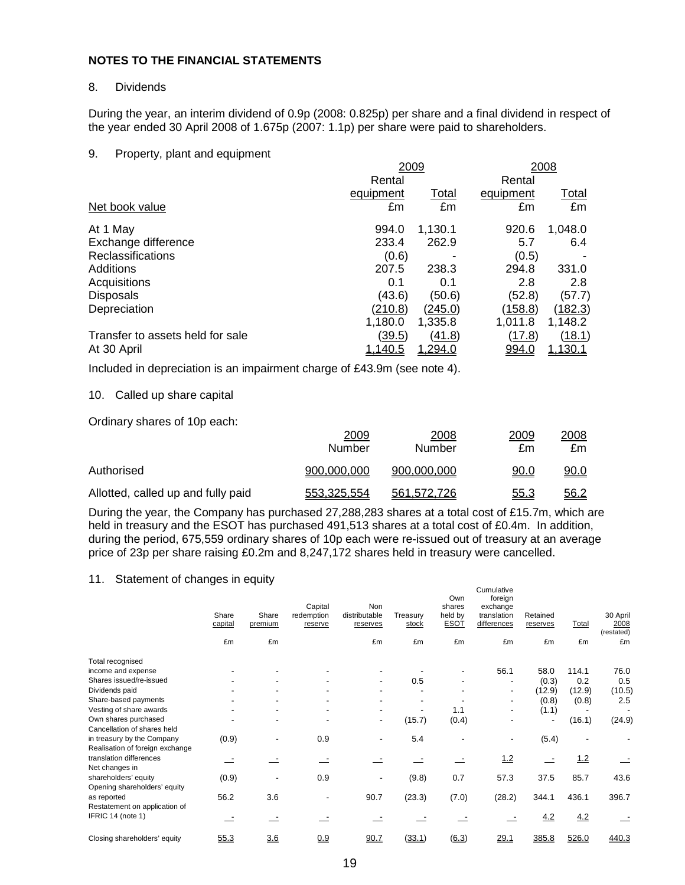## NOTES TO THE FINANCIAL STATEMENTS

### 8. Dividends

During the year, an interim dividend of 0.9p (2008: 0.825p) per share and a final dividend in respect of the year ended 30 April 2008 of 1.675p (2007: 1.1p) per share were paid to shareholders.

### 9. Property, plant and equipment

| | 2009 | | 2008 | |
|---|---|---|---|---|
| Net book value | Rental equipment £m | Total £m | Rental equipment £m | Total £m |
| At 1 May | 994.0 | 1,130.1 | 920.6 | 1,048.0 |
| Exchange difference | 233.4 | 262.9 | 5.7 | 6.4 |
| Reclassifications | (0.6) | - | (0.5) | - |
| Additions | 207.5 | 238.3 | 294.8 | 331.0 |
| Acquisitions | 0.1 | 0.1 | 2.8 | 2.8 |
| Disposals | (43.6) | (50.6) | (52.8) | (57.7) |
| Depreciation | (210.8) | (245.0) | (158.8) | (182.3) |
| | 1,180.0 | 1,335.8 | 1,011.8 | 1,148.2 |
| Transfer to assets held for sale | (39.5) | (41.8) | (17.8) | (18.1) |
| At 30 April | 1,140.5 | 1,294.0 | 994.0 | 1,130.1 |

Included in depreciation is an impairment charge of £43.9m (see note 4).

### 10. Called up share capital

Ordinary shares of 10p each:

| | 2009 Number | 2008 Number | 2009 £m | 2008 £m |
|---|---|---|---|---|
| Authorised | 900,000,000 | 900,000,000 | 90.0 | 90.0 |
| Allotted, called up and fully paid | 553,325,554 | 561,572,726 | 55.3 | 56.2 |

During the year, the Company has purchased 27,288,283 shares at a total cost of £15.7m, which are held in treasury and the ESOT has purchased 491,513 shares at a total cost of £0.4m. In addition, during the period, 675,559 ordinary shares of 10p each were re-issued out of treasury at an average price of 23p per share raising £0.2m and 8,247,172 shares held in treasury were cancelled.

### 11. Statement of changes in equity

| | Share capital £m | Share premium £m | Capital redemption reserve | Non distributable reserves £m | Treasury stock £m | Own shares held by ESOT £m | Cumulative foreign exchange translation differences £m | Retained reserves £m | Total £m | 30 April 2008 (restated) £m |
|---|---|---|---|---|---|---|---|---|---|---|
| Total recognised income and expense | - | - | - | - | - | - | 56.1 | 58.0 | 114.1 | 76.0 |
| Shares issued/re-issued | - | - | - | - | 0.5 | - | - | (0.3) | 0.2 | 0.5 |
| Dividends paid | - | - | - | - | - | - | - | (12.9) | (12.9) | (10.5) |
| Share-based payments | - | - | - | - | - | - | - | (0.8) | (0.8) | 2.5 |
| Vesting of share awards | - | - | - | - | - | 1.1 | - | (1.1) | - | - |
| Own shares purchased | - | - | - | - | (15.7) | (0.4) | - | - | (16.1) | (24.9) |
| Cancellation of shares held in treasury by the Company | (0.9) | - | 0.9 | - | 5.4 | - | - | (5.4) | - | - |
| Realisation of foreign exchange translation differences | - | - | - | - | - | - | 1.2 | - | 1.2 | - |
| Net changes in shareholders' equity | (0.9) | - | 0.9 | - | (9.8) | 0.7 | 57.3 | 37.5 | 85.7 | 43.6 |
| Opening shareholders' equity as reported | 56.2 | 3.6 | - | 90.7 | (23.3) | (7.0) | (28.2) | 344.1 | 436.1 | 396.7 |
| Restatement on application of IFRIC 14 (note 1) | - | - | - | - | - | - | - | 4.2 | 4.2 | - |
| Closing shareholders' equity | 55.3 | 3.6 | 0.9 | 90.7 | (33.1) | (6.3) | 29.1 | 385.8 | 526.0 | 440.3 |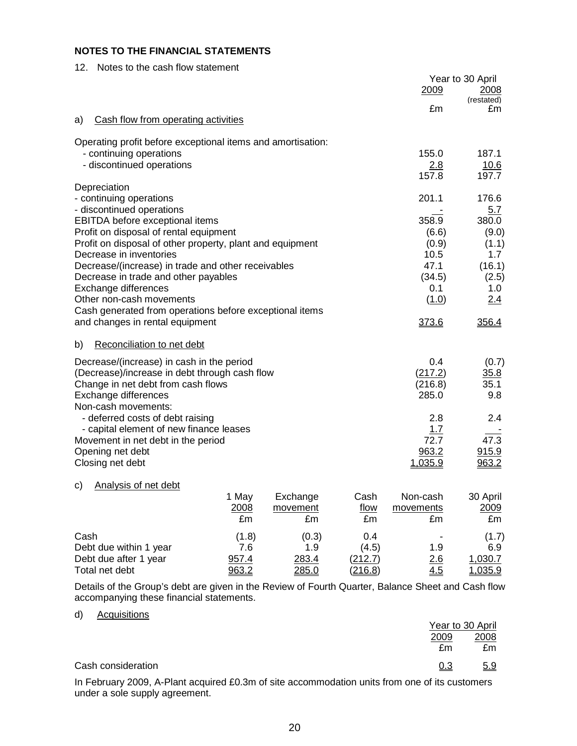## NOTES TO THE FINANCIAL STATEMENTS

12. Notes to the cash flow statement

a) Cash flow from operating activities

| | Year to 30 April 2009 £m | 2008 (restated) £m |
|---|---|---|
| Operating profit before exceptional items and amortisation: | | |
| - continuing operations | 155.0 | 187.1 |
| - discontinued operations | 2.8 | 10.6 |
| | 157.8 | 197.7 |
| Depreciation | | |
| - continuing operations | 201.1 | 176.6 |
| - discontinued operations | - | 5.7 |
| EBITDA before exceptional items | 358.9 | 380.0 |
| Profit on disposal of rental equipment | (6.6) | (9.0) |
| Profit on disposal of other property, plant and equipment | (0.9) | (1.1) |
| Decrease in inventories | 10.5 | 1.7 |
| Decrease/(increase) in trade and other receivables | 47.1 | (16.1) |
| Decrease in trade and other payables | (34.5) | (2.5) |
| Exchange differences | 0.1 | 1.0 |
| Other non-cash movements | (1.0) | 2.4 |
| Cash generated from operations before exceptional items and changes in rental equipment | 373.6 | 356.4 |

b) Reconciliation to net debt

| | 2009 £m | 2008 £m |
|---|---|---|
| Decrease/(increase) in cash in the period | 0.4 | (0.7) |
| (Decrease)/increase in debt through cash flow | (217.2) | 35.8 |
| Change in net debt from cash flows | (216.8) | 35.1 |
| Exchange differences | 285.0 | 9.8 |
| Non-cash movements: | | |
| - deferred costs of debt raising | 2.8 | 2.4 |
| - capital element of new finance leases | 1.7 | - |
| Movement in net debt in the period | 72.7 | 47.3 |
| Opening net debt | 963.2 | 915.9 |
| Closing net debt | 1,035.9 | 963.2 |

c) Analysis of net debt

| | 1 May 2008 £m | Exchange movement £m | Cash flow £m | Non-cash movements £m | 30 April 2009 £m |
|---|---|---|---|---|---|
| Cash | (1.8) | (0.3) | 0.4 | - | (1.7) |
| Debt due within 1 year | 7.6 | 1.9 | (4.5) | 1.9 | 6.9 |
| Debt due after 1 year | 957.4 | 283.4 | (212.7) | 2.6 | 1,030.7 |
| Total net debt | 963.2 | 285.0 | (216.8) | 4.5 | 1,035.9 |

Details of the Group's debt are given in the Review of Fourth Quarter, Balance Sheet and Cash flow accompanying these financial statements.

d) Acquisitions

| | Year to 30 April 2009 £m | 2008 £m |
|---|---|---|
| Cash consideration | 0.3 | 5.9 |

In February 2009, A-Plant acquired £0.3m of site accommodation units from one of its customers under a sole supply agreement.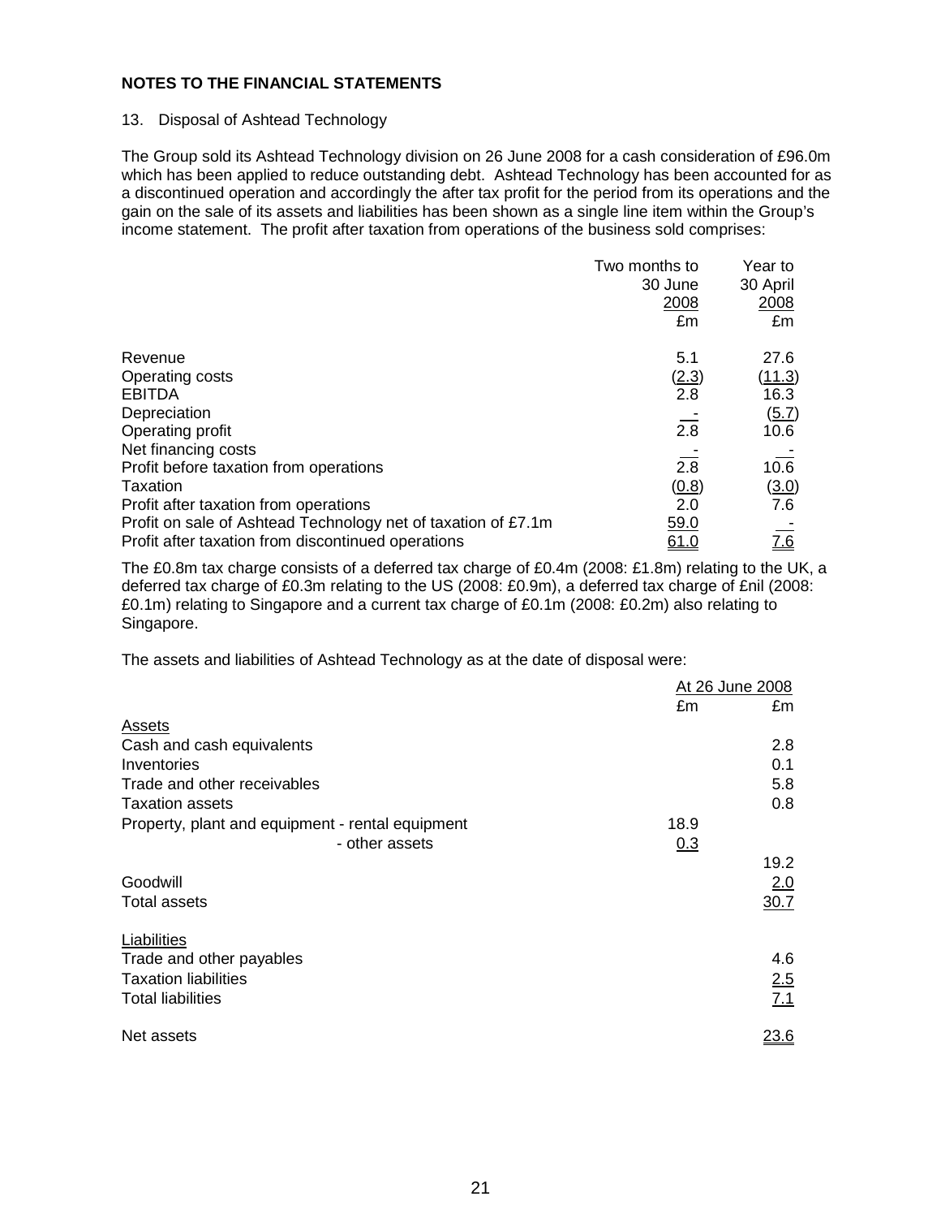# NOTES TO THE FINANCIAL STATEMENTS

13. Disposal of Ashtead Technology

The Group sold its Ashtead Technology division on 26 June 2008 for a cash consideration of £96.0m which has been applied to reduce outstanding debt. Ashtead Technology has been accounted for as a discontinued operation and accordingly the after tax profit for the period from its operations and the gain on the sale of its assets and liabilities has been shown as a single line item within the Group's income statement. The profit after taxation from operations of the business sold comprises:

| | Two months to 30 June 2008 £m | Year to 30 April 2008 £m |
|---|---|---|
| Revenue | 5.1 | 27.6 |
| Operating costs | (2.3) | (11.3) |
| EBITDA | 2.8 | 16.3 |
| Depreciation | - | (5.7) |
| Operating profit | 2.8 | 10.6 |
| Net financing costs | - | - |
| Profit before taxation from operations | 2.8 | 10.6 |
| Taxation | (0.8) | (3.0) |
| Profit after taxation from operations | 2.0 | 7.6 |
| Profit on sale of Ashtead Technology net of taxation of £7.1m | 59.0 | - |
| Profit after taxation from discontinued operations | 61.0 | 7.6 |

The £0.8m tax charge consists of a deferred tax charge of £0.4m (2008: £1.8m) relating to the UK, a deferred tax charge of £0.3m relating to the US (2008: £0.9m), a deferred tax charge of £nil (2008: £0.1m) relating to Singapore and a current tax charge of £0.1m (2008: £0.2m) also relating to Singapore.

The assets and liabilities of Ashtead Technology as at the date of disposal were:

| | At 26 June 2008 £m | £m |
|---|---|---|
| **Assets** | | |
| Cash and cash equivalents | | 2.8 |
| Inventories | | 0.1 |
| Trade and other receivables | | 5.8 |
| Taxation assets | | 0.8 |
| Property, plant and equipment - rental equipment | 18.9 | |
| - other assets | 0.3 | |
| | | 19.2 |
| Goodwill | | 2.0 |
| Total assets | | 30.7 |
| **Liabilities** | | |
| Trade and other payables | | 4.6 |
| Taxation liabilities | | 2.5 |
| Total liabilities | | 7.1 |
| Net assets | | 23.6 |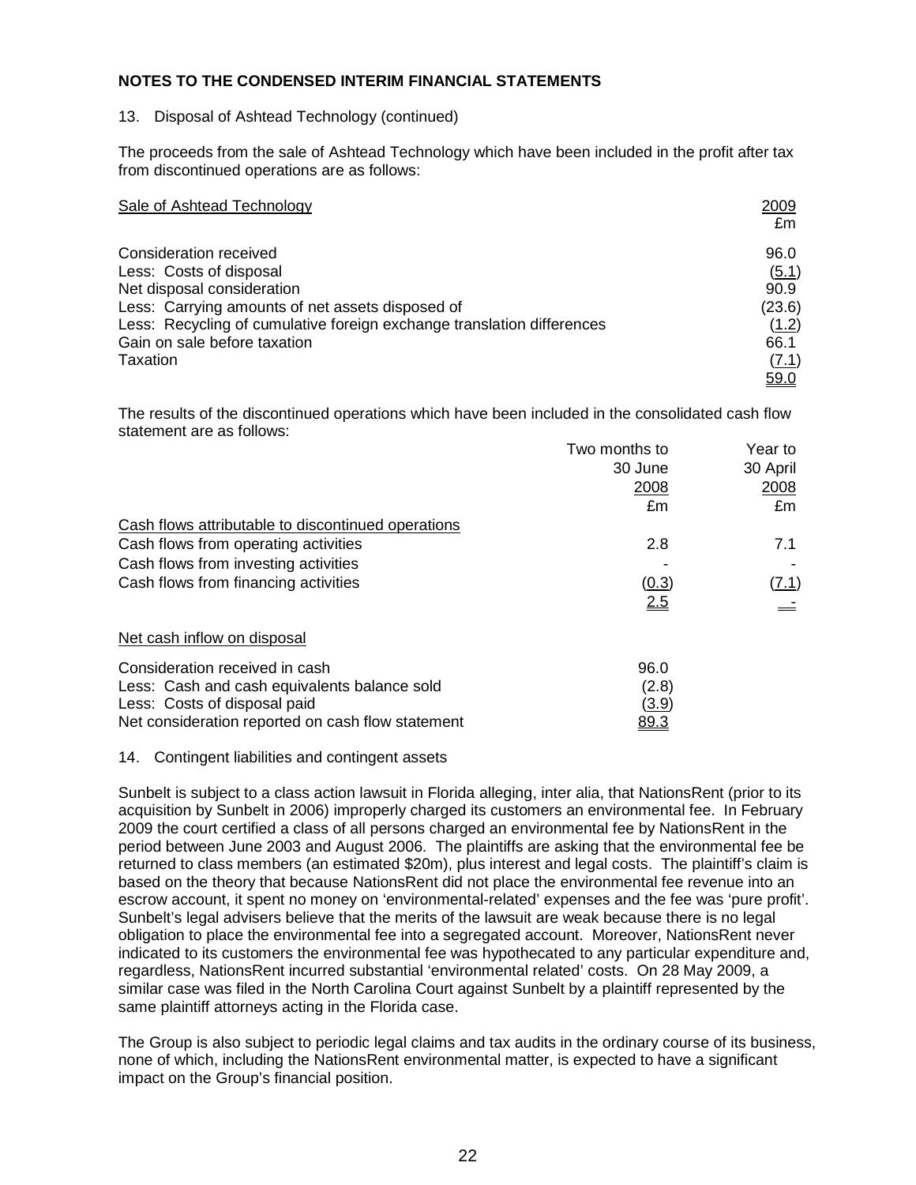## NOTES TO THE CONDENSED INTERIM FINANCIAL STATEMENTS

13. Disposal of Ashtead Technology (continued)

The proceeds from the sale of Ashtead Technology which have been included in the profit after tax from discontinued operations are as follows:

| Sale of Ashtead Technology | 2009 £m |
|---|---|
| Consideration received | 96.0 |
| Less: Costs of disposal | (5.1) |
| Net disposal consideration | 90.9 |
| Less: Carrying amounts of net assets disposed of | (23.6) |
| Less: Recycling of cumulative foreign exchange translation differences | (1.2) |
| Gain on sale before taxation | 66.1 |
| Taxation | (7.1) |
| | 59.0 |

The results of the discontinued operations which have been included in the consolidated cash flow statement are as follows:

| | Two months to 30 June 2008 £m | Year to 30 April 2008 £m |
|---|---|---|
| Cash flows attributable to discontinued operations | | |
| Cash flows from operating activities | 2.8 | 7.1 |
| Cash flows from investing activities | - | - |
| Cash flows from financing activities | (0.3) | (7.1) |
| | 2.5 | - |
| Net cash inflow on disposal | | |
| Consideration received in cash | 96.0 | |
| Less: Cash and cash equivalents balance sold | (2.8) | |
| Less: Costs of disposal paid | (3.9) | |
| Net consideration reported on cash flow statement | 89.3 | |

14. Contingent liabilities and contingent assets

Sunbelt is subject to a class action lawsuit in Florida alleging, inter alia, that NationsRent (prior to its acquisition by Sunbelt in 2006) improperly charged its customers an environmental fee. In February 2009 the court certified a class of all persons charged an environmental fee by NationsRent in the period between June 2003 and August 2006. The plaintiffs are asking that the environmental fee be returned to class members (an estimated $20m), plus interest and legal costs. The plaintiff's claim is based on the theory that because NationsRent did not place the environmental fee revenue into an escrow account, it spent no money on 'environmental-related' expenses and the fee was 'pure profit'. Sunbelt's legal advisers believe that the merits of the lawsuit are weak because there is no legal obligation to place the environmental fee into a segregated account. Moreover, NationsRent never indicated to its customers the environmental fee was hypothecated to any particular expenditure and, regardless, NationsRent incurred substantial 'environmental related' costs. On 28 May 2009, a similar case was filed in the North Carolina Court against Sunbelt by a plaintiff represented by the same plaintiff attorneys acting in the Florida case.

The Group is also subject to periodic legal claims and tax audits in the ordinary course of its business, none of which, including the NationsRent environmental matter, is expected to have a significant impact on the Group's financial position.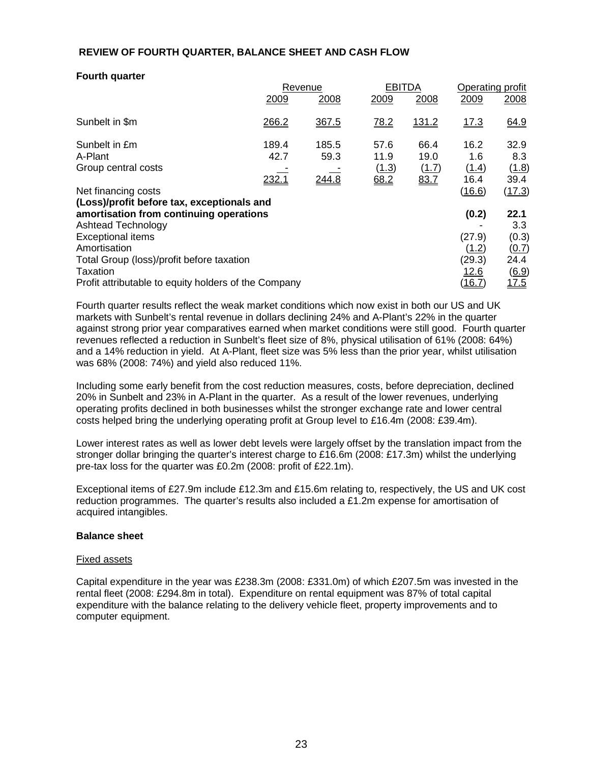## REVIEW OF FOURTH QUARTER, BALANCE SHEET AND CASH FLOW

**Fourth quarter**

| | Revenue | | EBITDA | | Operating profit | |
|---|---|---|---|---|---|---|
| | 2009 | 2008 | 2009 | 2008 | 2009 | 2008 |
| Sunbelt in $m | 266.2 | 367.5 | 78.2 | 131.2 | 17.3 | 64.9 |
| Sunbelt in £m | 189.4 | 185.5 | 57.6 | 66.4 | 16.2 | 32.9 |
| A-Plant | 42.7 | 59.3 | 11.9 | 19.0 | 1.6 | 8.3 |
| Group central costs | - | - | (1.3) | (1.7) | (1.4) | (1.8) |
| | 232.1 | 244.8 | 68.2 | 83.7 | 16.4 | 39.4 |
| Net financing costs | | | | | (16.6) | (17.3) |
| **(Loss)/profit before tax, exceptionals and amortisation from continuing operations** | | | | | **(0.2)** | **22.1** |
| Ashtead Technology | | | | | - | 3.3 |
| Exceptional items | | | | | (27.9) | (0.3) |
| Amortisation | | | | | (1.2) | (0.7) |
| Total Group (loss)/profit before taxation | | | | | (29.3) | 24.4 |
| Taxation | | | | | 12.6 | (6.9) |
| Profit attributable to equity holders of the Company | | | | | (16.7) | 17.5 |

Fourth quarter results reflect the weak market conditions which now exist in both our US and UK markets with Sunbelt's rental revenue in dollars declining 24% and A-Plant's 22% in the quarter against strong prior year comparatives earned when market conditions were still good. Fourth quarter revenues reflected a reduction in Sunbelt's fleet size of 8%, physical utilisation of 61% (2008: 64%) and a 14% reduction in yield. At A-Plant, fleet size was 5% less than the prior year, whilst utilisation was 68% (2008: 74%) and yield also reduced 11%.

Including some early benefit from the cost reduction measures, costs, before depreciation, declined 20% in Sunbelt and 23% in A-Plant in the quarter. As a result of the lower revenues, underlying operating profits declined in both businesses whilst the stronger exchange rate and lower central costs helped bring the underlying operating profit at Group level to £16.4m (2008: £39.4m).

Lower interest rates as well as lower debt levels were largely offset by the translation impact from the stronger dollar bringing the quarter's interest charge to £16.6m (2008: £17.3m) whilst the underlying pre-tax loss for the quarter was £0.2m (2008: profit of £22.1m).

Exceptional items of £27.9m include £12.3m and £15.6m relating to, respectively, the US and UK cost reduction programmes. The quarter's results also included a £1.2m expense for amortisation of acquired intangibles.

**Balance sheet**

Fixed assets

Capital expenditure in the year was £238.3m (2008: £331.0m) of which £207.5m was invested in the rental fleet (2008: £294.8m in total). Expenditure on rental equipment was 87% of total capital expenditure with the balance relating to the delivery vehicle fleet, property improvements and to computer equipment.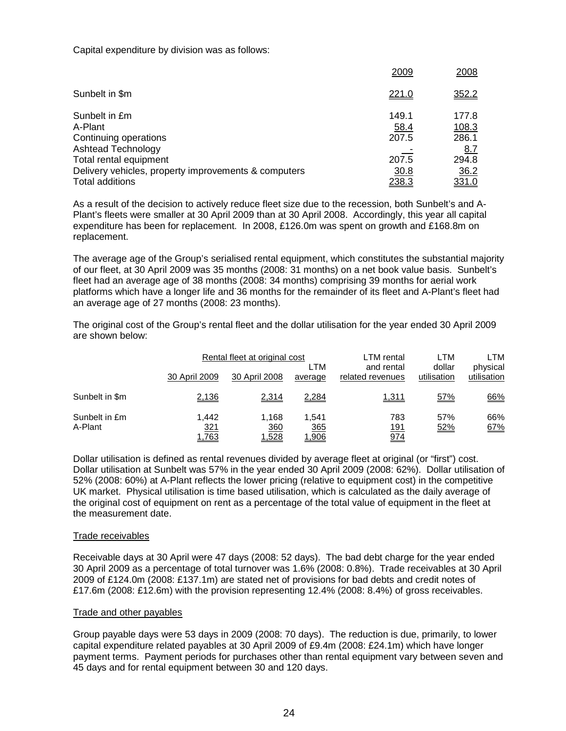Capital expenditure by division was as follows:

| | 2009 | 2008 |
|---|---|---|
| Sunbelt in $m | 221.0 | 352.2 |
| Sunbelt in £m | 149.1 | 177.8 |
| A-Plant | 58.4 | 108.3 |
| Continuing operations | 207.5 | 286.1 |
| Ashtead Technology | - | 8.7 |
| Total rental equipment | 207.5 | 294.8 |
| Delivery vehicles, property improvements & computers | 30.8 | 36.2 |
| Total additions | 238.3 | 331.0 |

As a result of the decision to actively reduce fleet size due to the recession, both Sunbelt's and A-Plant's fleets were smaller at 30 April 2009 than at 30 April 2008. Accordingly, this year all capital expenditure has been for replacement. In 2008, £126.0m was spent on growth and £168.8m on replacement.

The average age of the Group's serialised rental equipment, which constitutes the substantial majority of our fleet, at 30 April 2009 was 35 months (2008: 31 months) on a net book value basis. Sunbelt's fleet had an average age of 38 months (2008: 34 months) comprising 39 months for aerial work platforms which have a longer life and 36 months for the remainder of its fleet and A-Plant's fleet had an average age of 27 months (2008: 23 months).

The original cost of the Group's rental fleet and the dollar utilisation for the year ended 30 April 2009 are shown below:

| | Rental fleet at original cost | | | LTM rental and rental related revenues | LTM dollar utilisation | LTM physical utilisation |
|---|---|---|---|---|---|---|
| | 30 April 2009 | 30 April 2008 | LTM average | | | |
| Sunbelt in $m | 2,136 | 2,314 | 2,284 | 1,311 | 57% | 66% |
| Sunbelt in £m | 1,442 | 1,168 | 1,541 | 783 | 57% | 66% |
| A-Plant | 321 | 360 | 365 | 191 | 52% | 67% |
| | 1,763 | 1,528 | 1,906 | 974 | | |

Dollar utilisation is defined as rental revenues divided by average fleet at original (or "first") cost. Dollar utilisation at Sunbelt was 57% in the year ended 30 April 2009 (2008: 62%). Dollar utilisation of 52% (2008: 60%) at A-Plant reflects the lower pricing (relative to equipment cost) in the competitive UK market. Physical utilisation is time based utilisation, which is calculated as the daily average of the original cost of equipment on rent as a percentage of the total value of equipment in the fleet at the measurement date.

## Trade receivables

Receivable days at 30 April were 47 days (2008: 52 days). The bad debt charge for the year ended 30 April 2009 as a percentage of total turnover was 1.6% (2008: 0.8%). Trade receivables at 30 April 2009 of £124.0m (2008: £137.1m) are stated net of provisions for bad debts and credit notes of £17.6m (2008: £12.6m) with the provision representing 12.4% (2008: 8.4%) of gross receivables.

## Trade and other payables

Group payable days were 53 days in 2009 (2008: 70 days). The reduction is due, primarily, to lower capital expenditure related payables at 30 April 2009 of £9.4m (2008: £24.1m) which have longer payment terms. Payment periods for purchases other than rental equipment vary between seven and 45 days and for rental equipment between 30 and 120 days.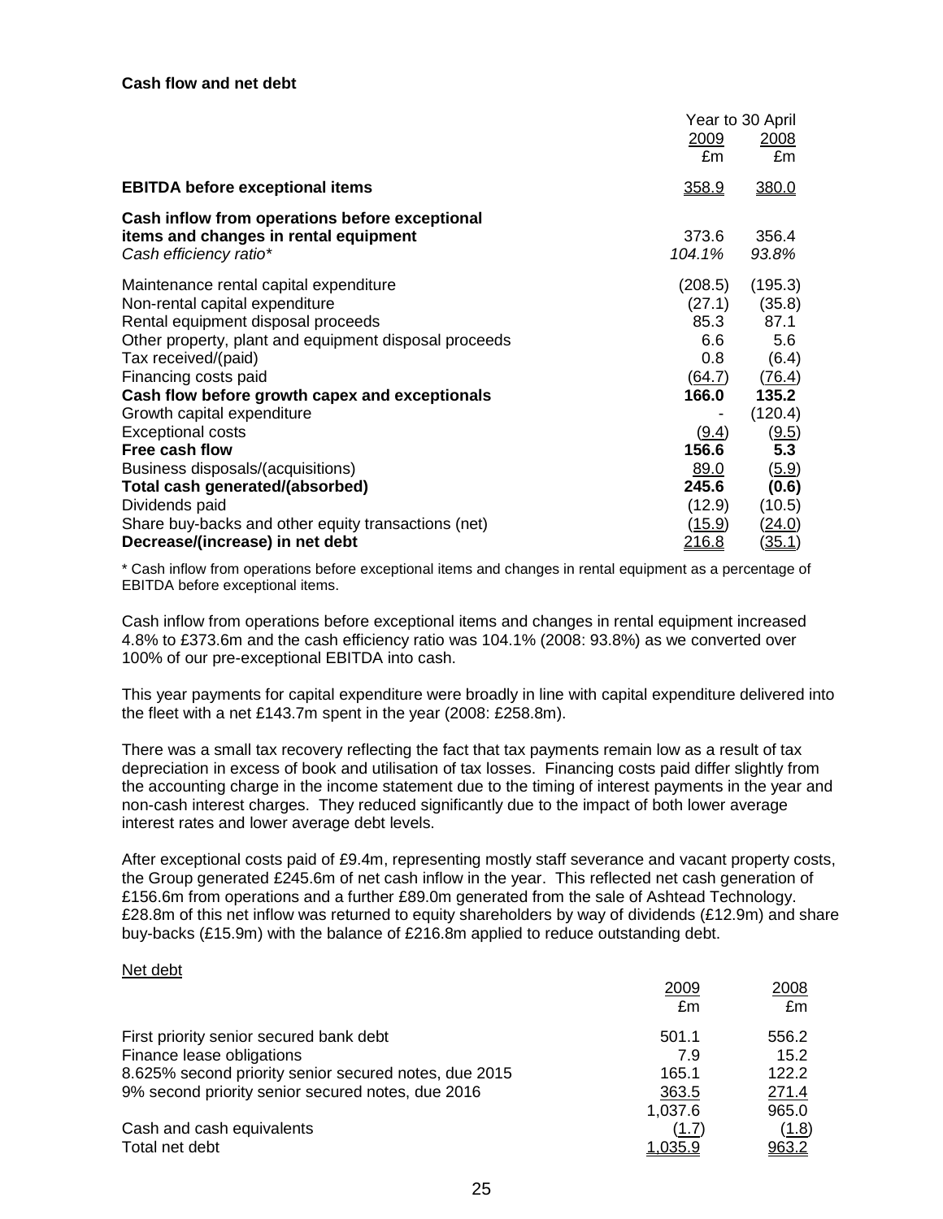**Cash flow and net debt**

| | Year to 30 April | |
|---|---|---|
| | 2009 | 2008 |
| | £m | £m |
| **EBITDA before exceptional items** | 358.9 | 380.0 |
| **Cash inflow from operations before exceptional items and changes in rental equipment** | 373.6 | 356.4 |
| *Cash efficiency ratio** | *104.1%* | *93.8%* |
| Maintenance rental capital expenditure | (208.5) | (195.3) |
| Non-rental capital expenditure | (27.1) | (35.8) |
| Rental equipment disposal proceeds | 85.3 | 87.1 |
| Other property, plant and equipment disposal proceeds | 6.6 | 5.6 |
| Tax received/(paid) | 0.8 | (6.4) |
| Financing costs paid | (64.7) | (76.4) |
| **Cash flow before growth capex and exceptionals** | **166.0** | **135.2** |
| Growth capital expenditure | - | (120.4) |
| Exceptional costs | (9.4) | (9.5) |
| **Free cash flow** | **156.6** | **5.3** |
| Business disposals/(acquisitions) | 89.0 | (5.9) |
| **Total cash generated/(absorbed)** | **245.6** | **(0.6)** |
| Dividends paid | (12.9) | (10.5) |
| Share buy-backs and other equity transactions (net) | (15.9) | (24.0) |
| **Decrease/(increase) in net debt** | 216.8 | (35.1) |

* Cash inflow from operations before exceptional items and changes in rental equipment as a percentage of EBITDA before exceptional items.

Cash inflow from operations before exceptional items and changes in rental equipment increased 4.8% to £373.6m and the cash efficiency ratio was 104.1% (2008: 93.8%) as we converted over 100% of our pre-exceptional EBITDA into cash.

This year payments for capital expenditure were broadly in line with capital expenditure delivered into the fleet with a net £143.7m spent in the year (2008: £258.8m).

There was a small tax recovery reflecting the fact that tax payments remain low as a result of tax depreciation in excess of book and utilisation of tax losses. Financing costs paid differ slightly from the accounting charge in the income statement due to the timing of interest payments in the year and non-cash interest charges. They reduced significantly due to the impact of both lower average interest rates and lower average debt levels.

After exceptional costs paid of £9.4m, representing mostly staff severance and vacant property costs, the Group generated £245.6m of net cash inflow in the year. This reflected net cash generation of £156.6m from operations and a further £89.0m generated from the sale of Ashtead Technology. £28.8m of this net inflow was returned to equity shareholders by way of dividends (£12.9m) and share buy-backs (£15.9m) with the balance of £216.8m applied to reduce outstanding debt.

Net debt

| | 2009 | 2008 |
|---|---|---|
| | £m | £m |
| First priority senior secured bank debt | 501.1 | 556.2 |
| Finance lease obligations | 7.9 | 15.2 |
| 8.625% second priority senior secured notes, due 2015 | 165.1 | 122.2 |
| 9% second priority senior secured notes, due 2016 | 363.5 | 271.4 |
| | 1,037.6 | 965.0 |
| Cash and cash equivalents | (1.7) | (1.8) |
| Total net debt | 1,035.9 | 963.2 |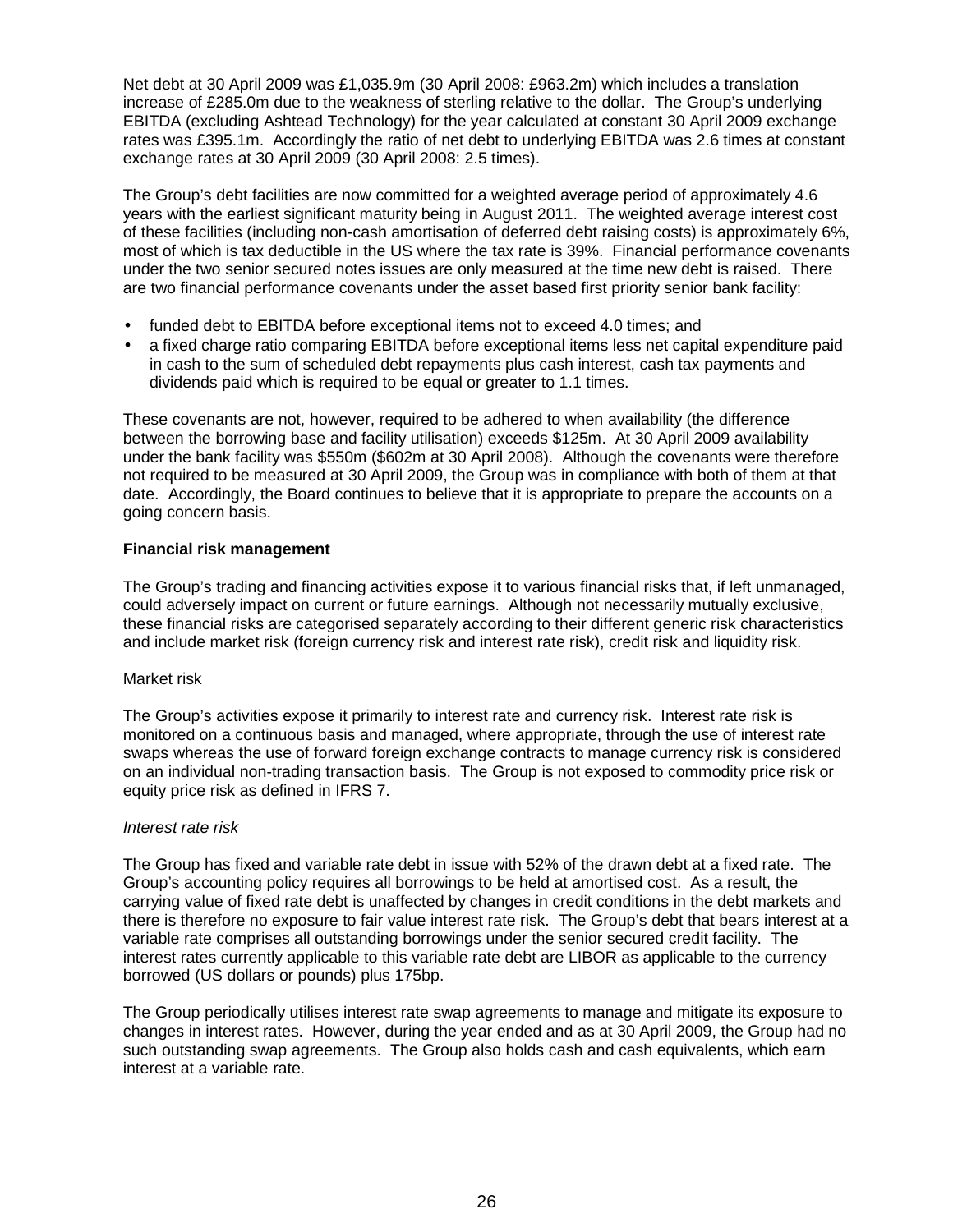Net debt at 30 April 2009 was £1,035.9m (30 April 2008: £963.2m) which includes a translation increase of £285.0m due to the weakness of sterling relative to the dollar. The Group's underlying EBITDA (excluding Ashtead Technology) for the year calculated at constant 30 April 2009 exchange rates was £395.1m. Accordingly the ratio of net debt to underlying EBITDA was 2.6 times at constant exchange rates at 30 April 2009 (30 April 2008: 2.5 times).

The Group's debt facilities are now committed for a weighted average period of approximately 4.6 years with the earliest significant maturity being in August 2011. The weighted average interest cost of these facilities (including non-cash amortisation of deferred debt raising costs) is approximately 6%, most of which is tax deductible in the US where the tax rate is 39%. Financial performance covenants under the two senior secured notes issues are only measured at the time new debt is raised. There are two financial performance covenants under the asset based first priority senior bank facility:

- funded debt to EBITDA before exceptional items not to exceed 4.0 times; and
- a fixed charge ratio comparing EBITDA before exceptional items less net capital expenditure paid in cash to the sum of scheduled debt repayments plus cash interest, cash tax payments and dividends paid which is required to be equal or greater to 1.1 times.

These covenants are not, however, required to be adhered to when availability (the difference between the borrowing base and facility utilisation) exceeds \$125m. At 30 April 2009 availability under the bank facility was \$550m (\$602m at 30 April 2008). Although the covenants were therefore not required to be measured at 30 April 2009, the Group was in compliance with both of them at that date. Accordingly, the Board continues to believe that it is appropriate to prepare the accounts on a going concern basis.

**Financial risk management**

The Group's trading and financing activities expose it to various financial risks that, if left unmanaged, could adversely impact on current or future earnings. Although not necessarily mutually exclusive, these financial risks are categorised separately according to their different generic risk characteristics and include market risk (foreign currency risk and interest rate risk), credit risk and liquidity risk.

Market risk

The Group's activities expose it primarily to interest rate and currency risk. Interest rate risk is monitored on a continuous basis and managed, where appropriate, through the use of interest rate swaps whereas the use of forward foreign exchange contracts to manage currency risk is considered on an individual non-trading transaction basis. The Group is not exposed to commodity price risk or equity price risk as defined in IFRS 7.

*Interest rate risk*

The Group has fixed and variable rate debt in issue with 52% of the drawn debt at a fixed rate. The Group's accounting policy requires all borrowings to be held at amortised cost. As a result, the carrying value of fixed rate debt is unaffected by changes in credit conditions in the debt markets and there is therefore no exposure to fair value interest rate risk. The Group's debt that bears interest at a variable rate comprises all outstanding borrowings under the senior secured credit facility. The interest rates currently applicable to this variable rate debt are LIBOR as applicable to the currency borrowed (US dollars or pounds) plus 175bp.

The Group periodically utilises interest rate swap agreements to manage and mitigate its exposure to changes in interest rates. However, during the year ended and as at 30 April 2009, the Group had no such outstanding swap agreements. The Group also holds cash and cash equivalents, which earn interest at a variable rate.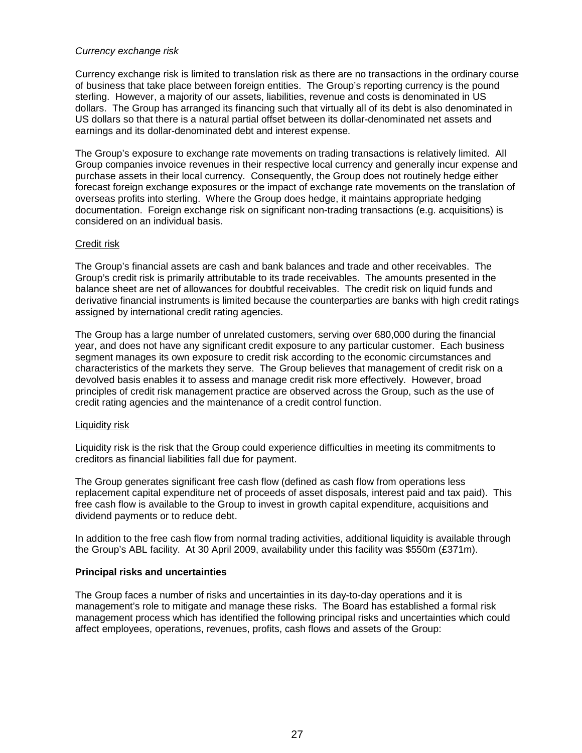*Currency exchange risk*

Currency exchange risk is limited to translation risk as there are no transactions in the ordinary course of business that take place between foreign entities. The Group's reporting currency is the pound sterling. However, a majority of our assets, liabilities, revenue and costs is denominated in US dollars. The Group has arranged its financing such that virtually all of its debt is also denominated in US dollars so that there is a natural partial offset between its dollar-denominated net assets and earnings and its dollar-denominated debt and interest expense.

The Group's exposure to exchange rate movements on trading transactions is relatively limited. All Group companies invoice revenues in their respective local currency and generally incur expense and purchase assets in their local currency. Consequently, the Group does not routinely hedge either forecast foreign exchange exposures or the impact of exchange rate movements on the translation of overseas profits into sterling. Where the Group does hedge, it maintains appropriate hedging documentation. Foreign exchange risk on significant non-trading transactions (e.g. acquisitions) is considered on an individual basis.

Credit risk

The Group's financial assets are cash and bank balances and trade and other receivables. The Group's credit risk is primarily attributable to its trade receivables. The amounts presented in the balance sheet are net of allowances for doubtful receivables. The credit risk on liquid funds and derivative financial instruments is limited because the counterparties are banks with high credit ratings assigned by international credit rating agencies.

The Group has a large number of unrelated customers, serving over 680,000 during the financial year, and does not have any significant credit exposure to any particular customer. Each business segment manages its own exposure to credit risk according to the economic circumstances and characteristics of the markets they serve. The Group believes that management of credit risk on a devolved basis enables it to assess and manage credit risk more effectively. However, broad principles of credit risk management practice are observed across the Group, such as the use of credit rating agencies and the maintenance of a credit control function.

Liquidity risk

Liquidity risk is the risk that the Group could experience difficulties in meeting its commitments to creditors as financial liabilities fall due for payment.

The Group generates significant free cash flow (defined as cash flow from operations less replacement capital expenditure net of proceeds of asset disposals, interest paid and tax paid). This free cash flow is available to the Group to invest in growth capital expenditure, acquisitions and dividend payments or to reduce debt.

In addition to the free cash flow from normal trading activities, additional liquidity is available through the Group's ABL facility. At 30 April 2009, availability under this facility was \$550m (£371m).

**Principal risks and uncertainties**

The Group faces a number of risks and uncertainties in its day-to-day operations and it is management's role to mitigate and manage these risks. The Board has established a formal risk management process which has identified the following principal risks and uncertainties which could affect employees, operations, revenues, profits, cash flows and assets of the Group: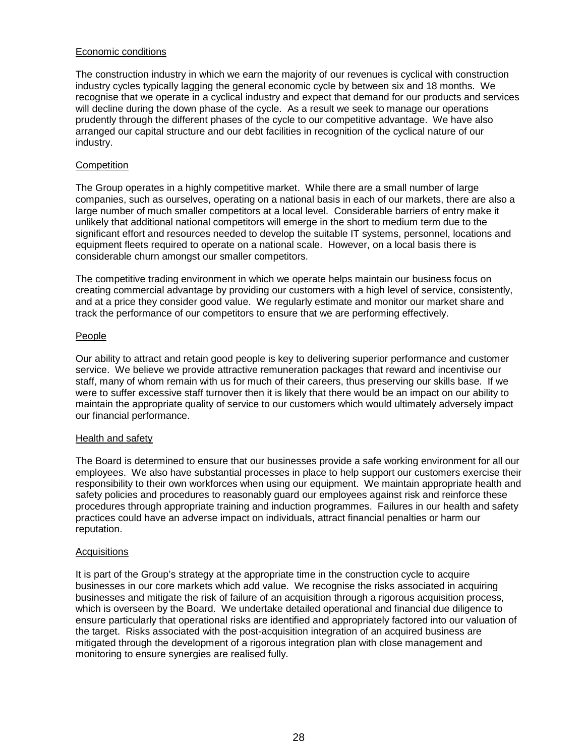## Economic conditions

The construction industry in which we earn the majority of our revenues is cyclical with construction industry cycles typically lagging the general economic cycle by between six and 18 months. We recognise that we operate in a cyclical industry and expect that demand for our products and services will decline during the down phase of the cycle. As a result we seek to manage our operations prudently through the different phases of the cycle to our competitive advantage. We have also arranged our capital structure and our debt facilities in recognition of the cyclical nature of our industry.

## Competition

The Group operates in a highly competitive market. While there are a small number of large companies, such as ourselves, operating on a national basis in each of our markets, there are also a large number of much smaller competitors at a local level. Considerable barriers of entry make it unlikely that additional national competitors will emerge in the short to medium term due to the significant effort and resources needed to develop the suitable IT systems, personnel, locations and equipment fleets required to operate on a national scale. However, on a local basis there is considerable churn amongst our smaller competitors.

The competitive trading environment in which we operate helps maintain our business focus on creating commercial advantage by providing our customers with a high level of service, consistently, and at a price they consider good value. We regularly estimate and monitor our market share and track the performance of our competitors to ensure that we are performing effectively.

## People

Our ability to attract and retain good people is key to delivering superior performance and customer service. We believe we provide attractive remuneration packages that reward and incentivise our staff, many of whom remain with us for much of their careers, thus preserving our skills base. If we were to suffer excessive staff turnover then it is likely that there would be an impact on our ability to maintain the appropriate quality of service to our customers which would ultimately adversely impact our financial performance.

## Health and safety

The Board is determined to ensure that our businesses provide a safe working environment for all our employees. We also have substantial processes in place to help support our customers exercise their responsibility to their own workforces when using our equipment. We maintain appropriate health and safety policies and procedures to reasonably guard our employees against risk and reinforce these procedures through appropriate training and induction programmes. Failures in our health and safety practices could have an adverse impact on individuals, attract financial penalties or harm our reputation.

## Acquisitions

It is part of the Group's strategy at the appropriate time in the construction cycle to acquire businesses in our core markets which add value. We recognise the risks associated in acquiring businesses and mitigate the risk of failure of an acquisition through a rigorous acquisition process, which is overseen by the Board. We undertake detailed operational and financial due diligence to ensure particularly that operational risks are identified and appropriately factored into our valuation of the target. Risks associated with the post-acquisition integration of an acquired business are mitigated through the development of a rigorous integration plan with close management and monitoring to ensure synergies are realised fully.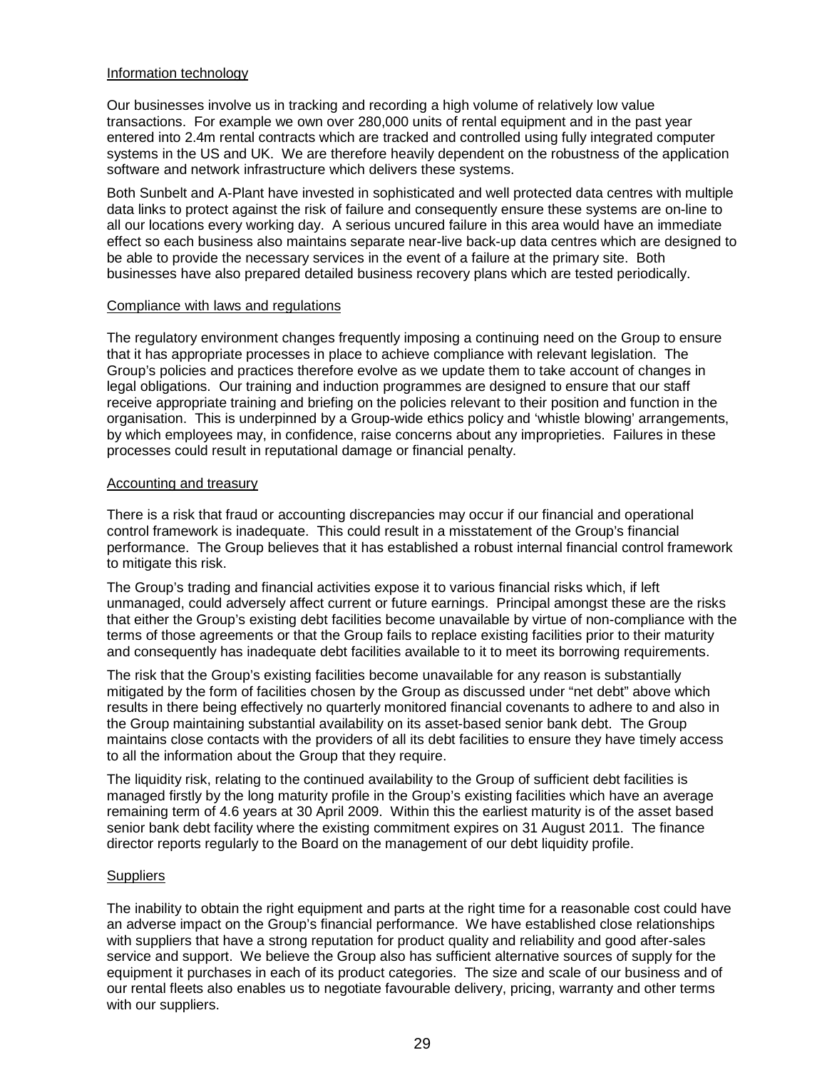### Information technology

Our businesses involve us in tracking and recording a high volume of relatively low value transactions. For example we own over 280,000 units of rental equipment and in the past year entered into 2.4m rental contracts which are tracked and controlled using fully integrated computer systems in the US and UK. We are therefore heavily dependent on the robustness of the application software and network infrastructure which delivers these systems.

Both Sunbelt and A-Plant have invested in sophisticated and well protected data centres with multiple data links to protect against the risk of failure and consequently ensure these systems are on-line to all our locations every working day. A serious uncured failure in this area would have an immediate effect so each business also maintains separate near-live back-up data centres which are designed to be able to provide the necessary services in the event of a failure at the primary site. Both businesses have also prepared detailed business recovery plans which are tested periodically.

### Compliance with laws and regulations

The regulatory environment changes frequently imposing a continuing need on the Group to ensure that it has appropriate processes in place to achieve compliance with relevant legislation. The Group's policies and practices therefore evolve as we update them to take account of changes in legal obligations. Our training and induction programmes are designed to ensure that our staff receive appropriate training and briefing on the policies relevant to their position and function in the organisation. This is underpinned by a Group-wide ethics policy and 'whistle blowing' arrangements, by which employees may, in confidence, raise concerns about any improprieties. Failures in these processes could result in reputational damage or financial penalty.

### Accounting and treasury

There is a risk that fraud or accounting discrepancies may occur if our financial and operational control framework is inadequate. This could result in a misstatement of the Group's financial performance. The Group believes that it has established a robust internal financial control framework to mitigate this risk.

The Group's trading and financial activities expose it to various financial risks which, if left unmanaged, could adversely affect current or future earnings. Principal amongst these are the risks that either the Group's existing debt facilities become unavailable by virtue of non-compliance with the terms of those agreements or that the Group fails to replace existing facilities prior to their maturity and consequently has inadequate debt facilities available to it to meet its borrowing requirements.

The risk that the Group's existing facilities become unavailable for any reason is substantially mitigated by the form of facilities chosen by the Group as discussed under "net debt" above which results in there being effectively no quarterly monitored financial covenants to adhere to and also in the Group maintaining substantial availability on its asset-based senior bank debt. The Group maintains close contacts with the providers of all its debt facilities to ensure they have timely access to all the information about the Group that they require.

The liquidity risk, relating to the continued availability to the Group of sufficient debt facilities is managed firstly by the long maturity profile in the Group's existing facilities which have an average remaining term of 4.6 years at 30 April 2009. Within this the earliest maturity is of the asset based senior bank debt facility where the existing commitment expires on 31 August 2011. The finance director reports regularly to the Board on the management of our debt liquidity profile.

### Suppliers

The inability to obtain the right equipment and parts at the right time for a reasonable cost could have an adverse impact on the Group's financial performance. We have established close relationships with suppliers that have a strong reputation for product quality and reliability and good after-sales service and support. We believe the Group also has sufficient alternative sources of supply for the equipment it purchases in each of its product categories. The size and scale of our business and of our rental fleets also enables us to negotiate favourable delivery, pricing, warranty and other terms with our suppliers.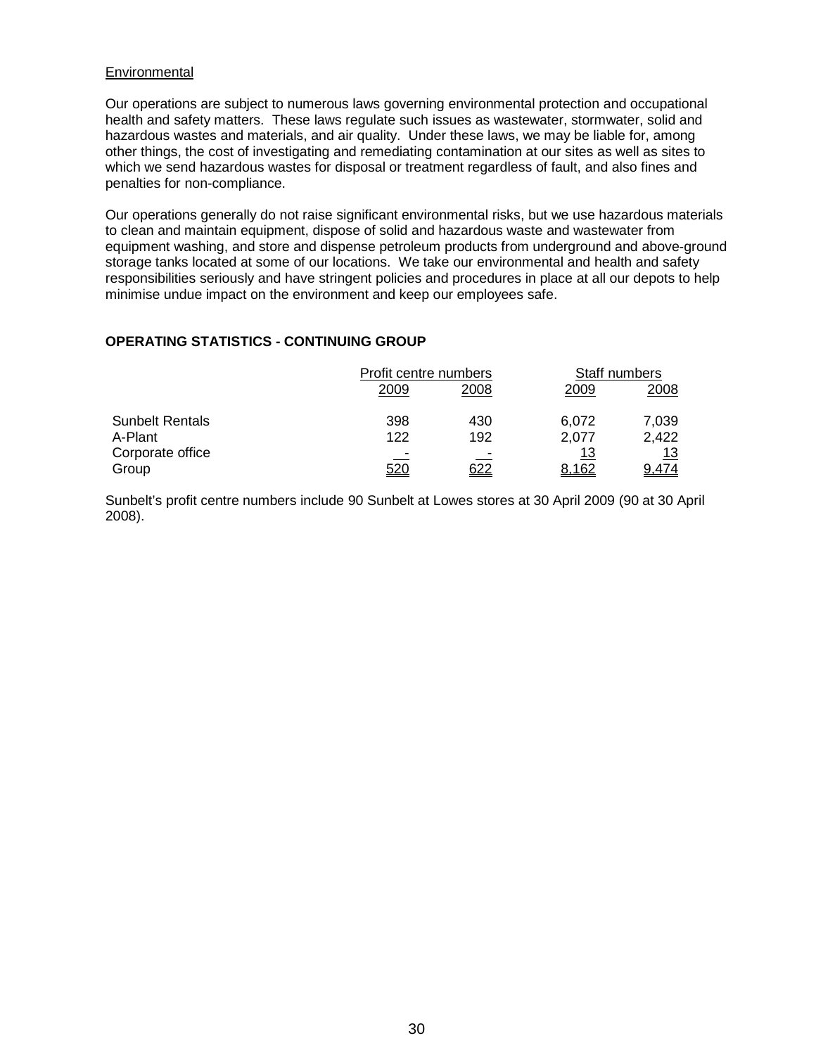Environmental

Our operations are subject to numerous laws governing environmental protection and occupational health and safety matters. These laws regulate such issues as wastewater, stormwater, solid and hazardous wastes and materials, and air quality. Under these laws, we may be liable for, among other things, the cost of investigating and remediating contamination at our sites as well as sites to which we send hazardous wastes for disposal or treatment regardless of fault, and also fines and penalties for non-compliance.

Our operations generally do not raise significant environmental risks, but we use hazardous materials to clean and maintain equipment, dispose of solid and hazardous waste and wastewater from equipment washing, and store and dispense petroleum products from underground and above-ground storage tanks located at some of our locations. We take our environmental and health and safety responsibilities seriously and have stringent policies and procedures in place at all our depots to help minimise undue impact on the environment and keep our employees safe.

**OPERATING STATISTICS - CONTINUING GROUP**

| | Profit centre numbers | | Staff numbers | |
|---|---|---|---|---|
| | 2009 | 2008 | 2009 | 2008 |
| Sunbelt Rentals | 398 | 430 | 6,072 | 7,039 |
| A-Plant | 122 | 192 | 2,077 | 2,422 |
| Corporate office | - | - | 13 | 13 |
| Group | 520 | 622 | 8,162 | 9,474 |

Sunbelt's profit centre numbers include 90 Sunbelt at Lowes stores at 30 April 2009 (90 at 30 April 2008).